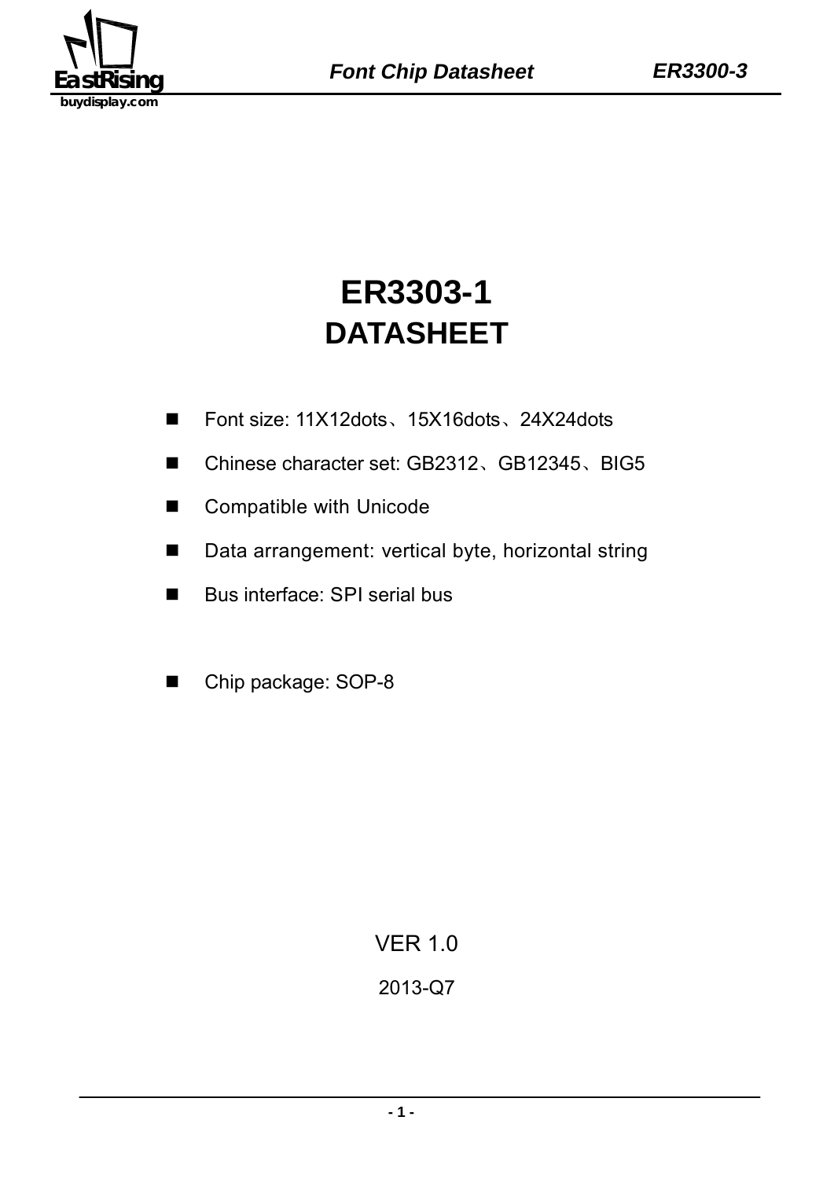# ER3303-1
# DATASHEET

- Font size: 11X12dots、15X16dots、24X24dots
- Chinese character set: GB2312、GB12345、BIG5
- Compatible with Unicode
- Data arrangement: vertical byte, horizontal string
- Bus interface: SPI serial bus
- Chip package: SOP-8

VER 1.0

2013-Q7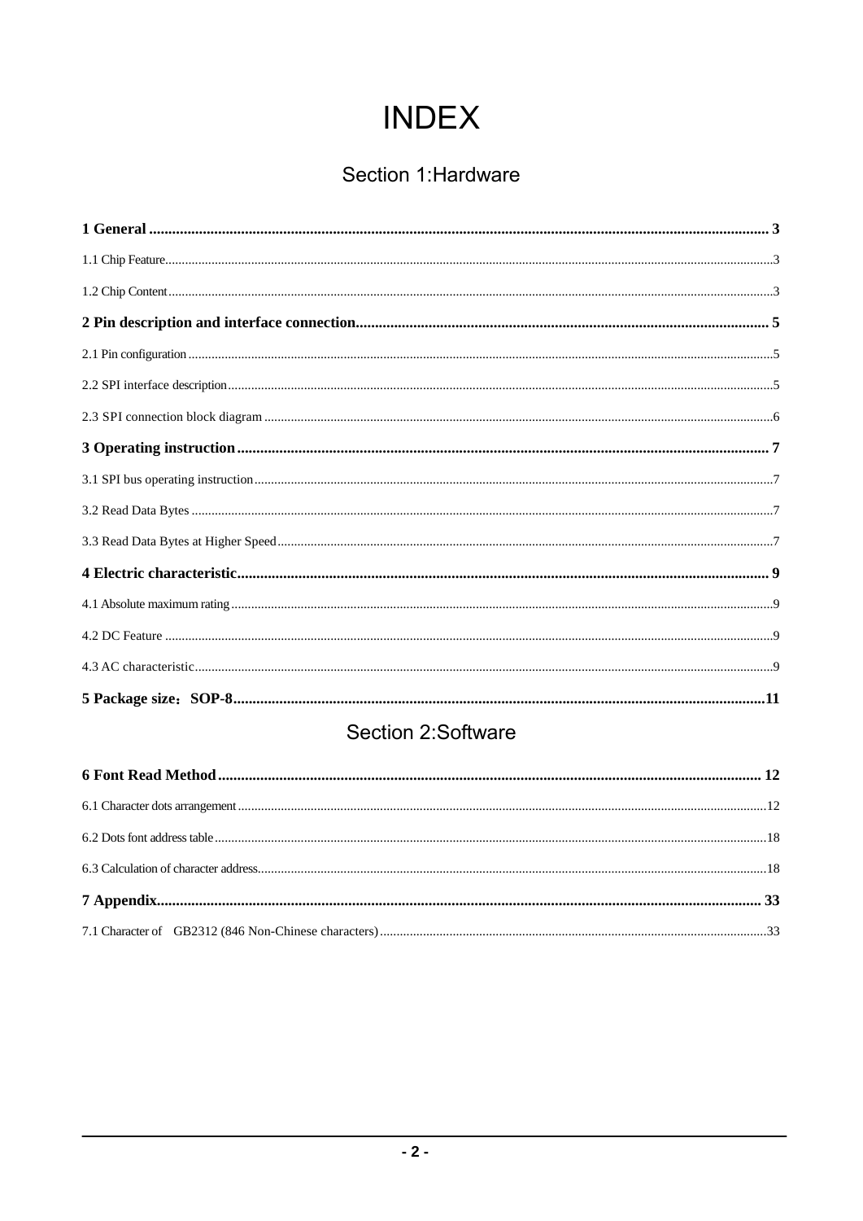# INDEX

## Section 1:Hardware

**1 General ..... 3**

1.1 Chip Feature..... 3

1.2 Chip Content..... 3

**2 Pin description and interface connection..... 5**

2.1 Pin configuration..... 5

2.2 SPI interface description..... 5

2.3 SPI connection block diagram ..... 6

**3 Operating instruction..... 7**

3.1 SPI bus operating instruction..... 7

3.2 Read Data Bytes ..... 7

3.3 Read Data Bytes at Higher Speed..... 7

**4 Electric characteristic..... 9**

4.1 Absolute maximum rating..... 9

4.2 DC Feature ..... 9

4.3 AC characteristic..... 9

**5 Package size：SOP-8..... 11**

## Section 2:Software

**6 Font Read Method..... 12**

6.1 Character dots arrangement..... 12

6.2 Dots font address table..... 18

6.3 Calculation of character address..... 18

**7 Appendix..... 33**

7.1 Character of GB2312 (846 Non-Chinese characters)..... 33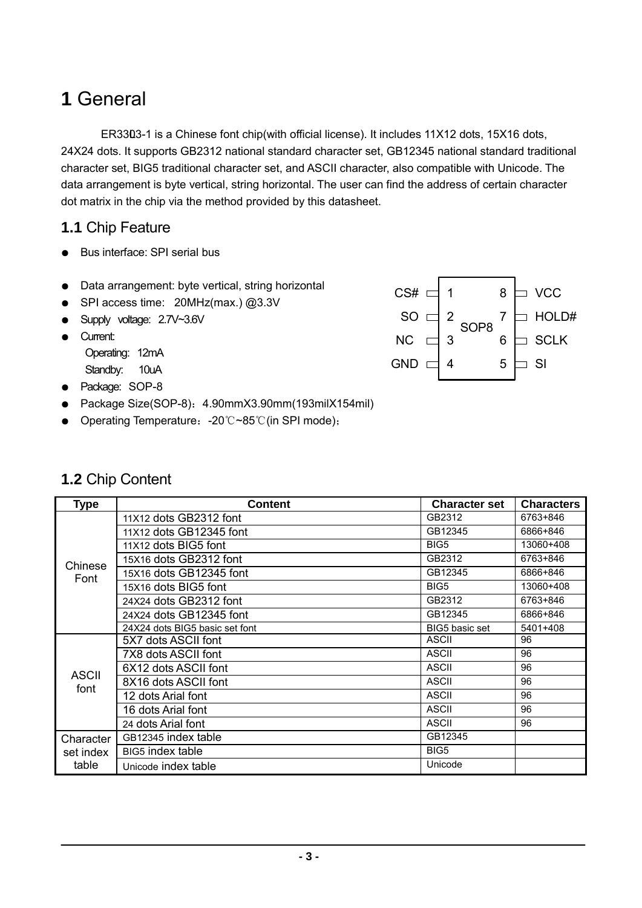# 1 General

ER3303-1 is a Chinese font chip(with official license). It includes 11X12 dots, 15X16 dots, 24X24 dots. It supports GB2312 national standard character set, GB12345 national standard traditional character set, BIG5 traditional character set, and ASCII character, also compatible with Unicode. The data arrangement is byte vertical, string horizontal. The user can find the address of certain character dot matrix in the chip via the method provided by this datasheet.

## 1.1 Chip Feature

- Bus interface: SPI serial bus
- Data arrangement: byte vertical, string horizontal
- SPI access time: 20MHz(max.) @3.3V
- Supply voltage: 2.7V~3.6V
- Current:
  Operating: 12mA
  Standby: 10uA
- Package: SOP-8
- Package Size(SOP-8)：4.90mmX3.90mm(193milX154mil)
- Operating Temperature：-20℃~85℃(in SPI mode)；

| Pin | Name | Pin | Name |
|---|---|---|---|
| 1 | CS# | 8 | VCC |
| 2 | SO | 7 | HOLD# |
| 3 | NC | 6 | SCLK |
| 4 | GND | 5 | SI |

SOP8

## 1.2 Chip Content

| Type | Content | Character set | Characters |
|---|---|---|---|
| Chinese Font | 11X12 dots GB2312 font | GB2312 | 6763+846 |
| | 11X12 dots GB12345 font | GB12345 | 6866+846 |
| | 11X12 dots BIG5 font | BIG5 | 13060+408 |
| | 15X16 dots GB2312 font | GB2312 | 6763+846 |
| | 15X16 dots GB12345 font | GB12345 | 6866+846 |
| | 15X16 dots BIG5 font | BIG5 | 13060+408 |
| | 24X24 dots GB2312 font | GB2312 | 6763+846 |
| | 24X24 dots GB12345 font | GB12345 | 6866+846 |
| | 24X24 dots BIG5 basic set font | BIG5 basic set | 5401+408 |
| ASCII font | 5X7 dots ASCII font | ASCII | 96 |
| | 7X8 dots ASCII font | ASCII | 96 |
| | 6X12 dots ASCII font | ASCII | 96 |
| | 8X16 dots ASCII font | ASCII | 96 |
| | 12 dots Arial font | ASCII | 96 |
| | 16 dots Arial font | ASCII | 96 |
| | 24 dots Arial font | ASCII | 96 |
| Character set index table | GB12345 index table | GB12345 | |
| | BIG5 index table | BIG5 | |
| | Unicode index table | Unicode | |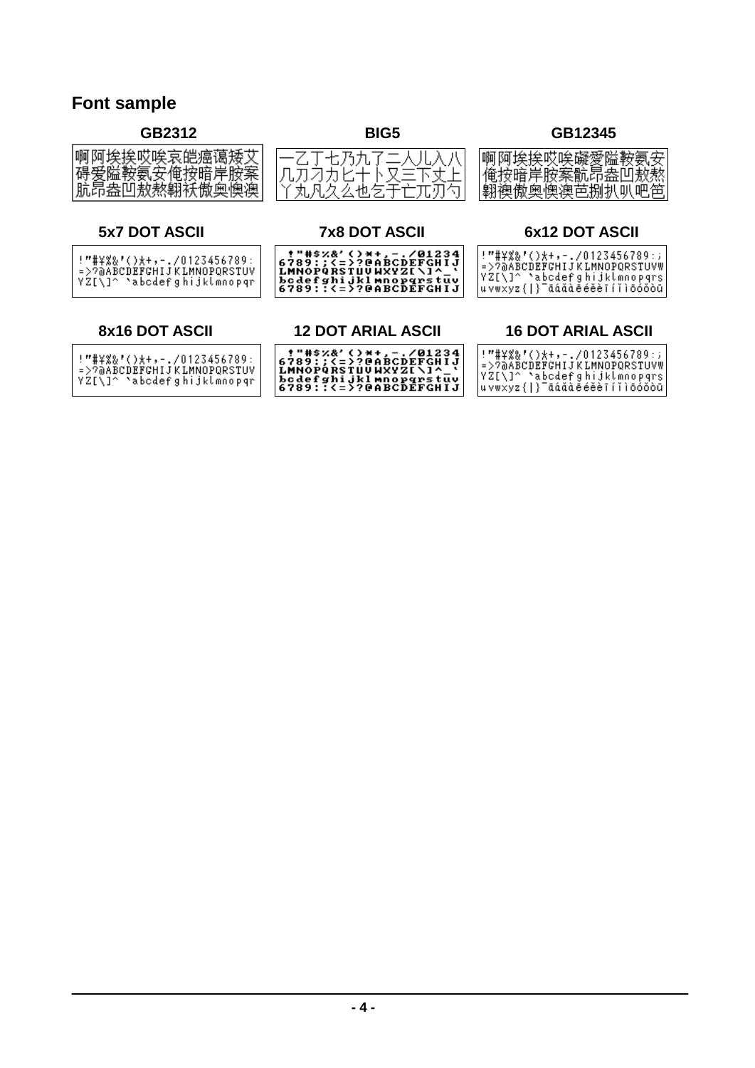## Font sample

**GB2312**

啊阿埃挨哎唉哀皑癌蔼矮艾
碍爱隘鞍氨安俺按暗岸胺案
肮昂盎凹敖熬翱袄傲奥懊澳

**BIG5**

一乙丁七乃九了二人儿入八
几刀刁力匕十卜又三下丈上
丫丸凡久么也乞于亡兀刃勺

**GB12345**

啊阿埃挨哎唉礙愛隘鞍氨安
俺按暗岸胺案骯昂盎凹敖熬
翱襖傲奧懊澳芭捌扒叭吧笆

**5x7 DOT ASCII**

```
!"#¥%&'()*+,-./0123456789:
=>?@ABCDEFGHIJKLMNOPQRSTUV
YZ[\]^ `abcdefghijklmnopqr
```

**7x8 DOT ASCII**

```
!"#$%&'()*+,-./01234
6789:;<=>?@ABCDEFGHIJ
LMNOPQRSTUVWXYZ[\]^_`
bcdefghijklmnopqrstuv
6789::<=>?@ABCDEFGHIJ
```

**6x12 DOT ASCII**

```
!"#¥%&'()*+,-./0123456789:;
=>?@ABCDEFGHIJKLMNOPQRSTUVW
YZ[\]^ `abcdefghijklmnopqrs
uvwxyz{|}¯āáǎàēéěèīíǐìōóǒòū
```

**8x16 DOT ASCII**

```
!"#¥%&'()*+,-./0123456789:
=>?@ABCDEFGHIJKLMNOPQRSTUV
YZ[\]^ `abcdefghijklmnopqr
```

**12 DOT ARIAL ASCII**

```
!"#$%&'()*+,-./01234
6789:;<=>?@ABCDEFGHIJ
LMNOPQRSTUVWXYZ[\]^_`
bcdefghijklmnopqrstuv
6789::<=>?@ABCDEFGHIJ
```

**16 DOT ARIAL ASCII**

```
!"#¥%&'()*+,-./0123456789:;
=>?@ABCDEFGHIJKLMNOPQRSTUVW
YZ[\]^ `abcdefghijklmnopqrs
uvwxyz{|}¯āáǎàēéěèīíǐìōóǒòū
```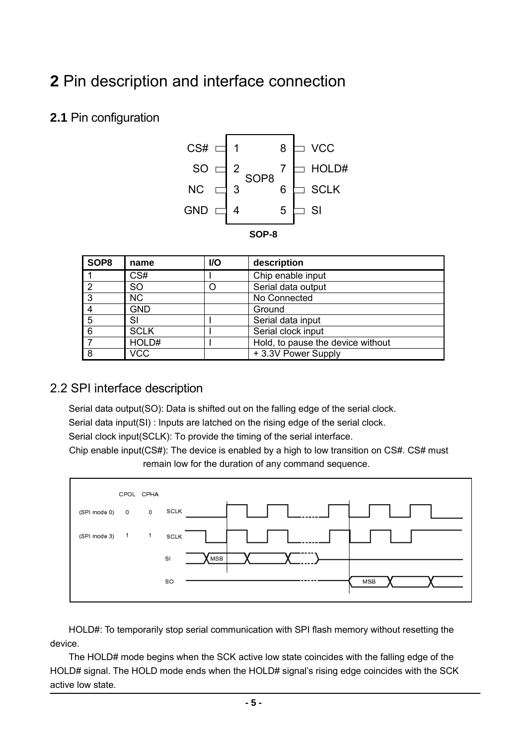# 2 Pin description and interface connection

## 2.1 Pin configuration

CS# 1 — 8 VCC
SO 2 — 7 HOLD#
NC 3 — 6 SCLK
GND 4 — 5 SI

**SOP-8**

| SOP8 | name | I/O | description |
|---|---|---|---|
| 1 | CS# | I | Chip enable input |
| 2 | SO | O | Serial data output |
| 3 | NC | | No Connected |
| 4 | GND | | Ground |
| 5 | SI | I | Serial data input |
| 6 | SCLK | I | Serial clock input |
| 7 | HOLD# | I | Hold, to pause the device without |
| 8 | VCC | | + 3.3V Power Supply |

## 2.2 SPI interface description

Serial data output(SO): Data is shifted out on the falling edge of the serial clock.

Serial data input(SI) : Inputs are latched on the rising edge of the serial clock.

Serial clock input(SCLK): To provide the timing of the serial interface.

Chip enable input(CS#): The device is enabled by a high to low transition on CS#. CS# must remain low for the duration of any command sequence.

| | CPOL | CPHA | |
|---|---|---|---|
| (SPI mode 0) | 0 | 0 | SCLK |
| (SPI mode 3) | 1 | 1 | SCLK |
| | | | SI (MSB) |
| | | | SO (MSB) |

HOLD#: To temporarily stop serial communication with SPI flash memory without resetting the device.

The HOLD# mode begins when the SCK active low state coincides with the falling edge of the HOLD# signal. The HOLD mode ends when the HOLD# signal's rising edge coincides with the SCK active low state.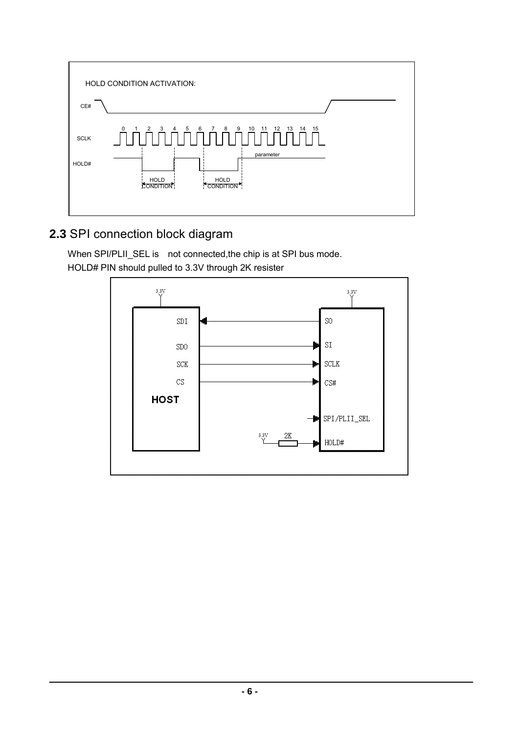HOLD CONDITION ACTIVATION:

## 2.3 SPI connection block diagram

When SPI/PLII_SEL is  not connected,the chip is at SPI bus mode.

HOLD# PIN should pulled to 3.3V through 2K resister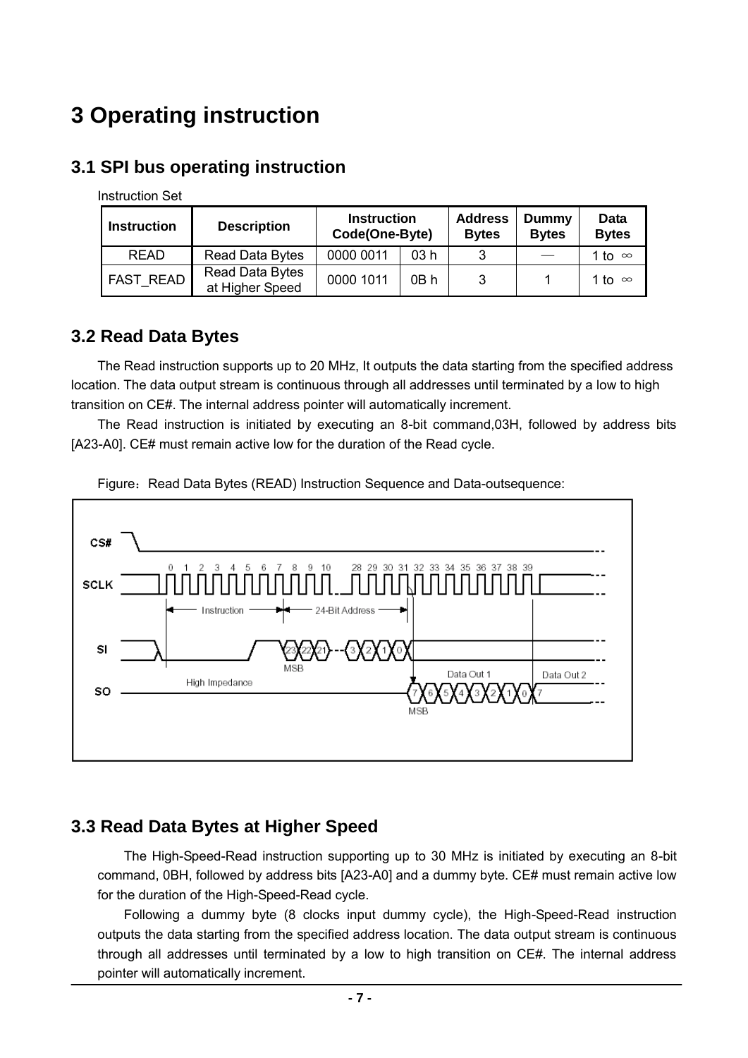# 3 Operating instruction

## 3.1 SPI bus operating instruction

Instruction Set

| Instruction | Description | Instruction Code(One-Byte) | | Address Bytes | Dummy Bytes | Data Bytes |
|---|---|---|---|---|---|---|
| READ | Read Data Bytes | 0000 0011 | 03 h | 3 | — | 1 to ∞ |
| FAST_READ | Read Data Bytes at Higher Speed | 0000 1011 | 0B h | 3 | 1 | 1 to ∞ |

## 3.2 Read Data Bytes

The Read instruction supports up to 20 MHz, It outputs the data starting from the specified address location. The data output stream is continuous through all addresses until terminated by a low to high transition on CE#. The internal address pointer will automatically increment.

The Read instruction is initiated by executing an 8-bit command,03H, followed by address bits [A23-A0]. CE# must remain active low for the duration of the Read cycle.

Figure：Read Data Bytes (READ) Instruction Sequence and Data-outsequence:

## 3.3 Read Data Bytes at Higher Speed

The High-Speed-Read instruction supporting up to 30 MHz is initiated by executing an 8-bit command, 0BH, followed by address bits [A23-A0] and a dummy byte. CE# must remain active low for the duration of the High-Speed-Read cycle.

Following a dummy byte (8 clocks input dummy cycle), the High-Speed-Read instruction outputs the data starting from the specified address location. The data output stream is continuous through all addresses until terminated by a low to high transition on CE#. The internal address pointer will automatically increment.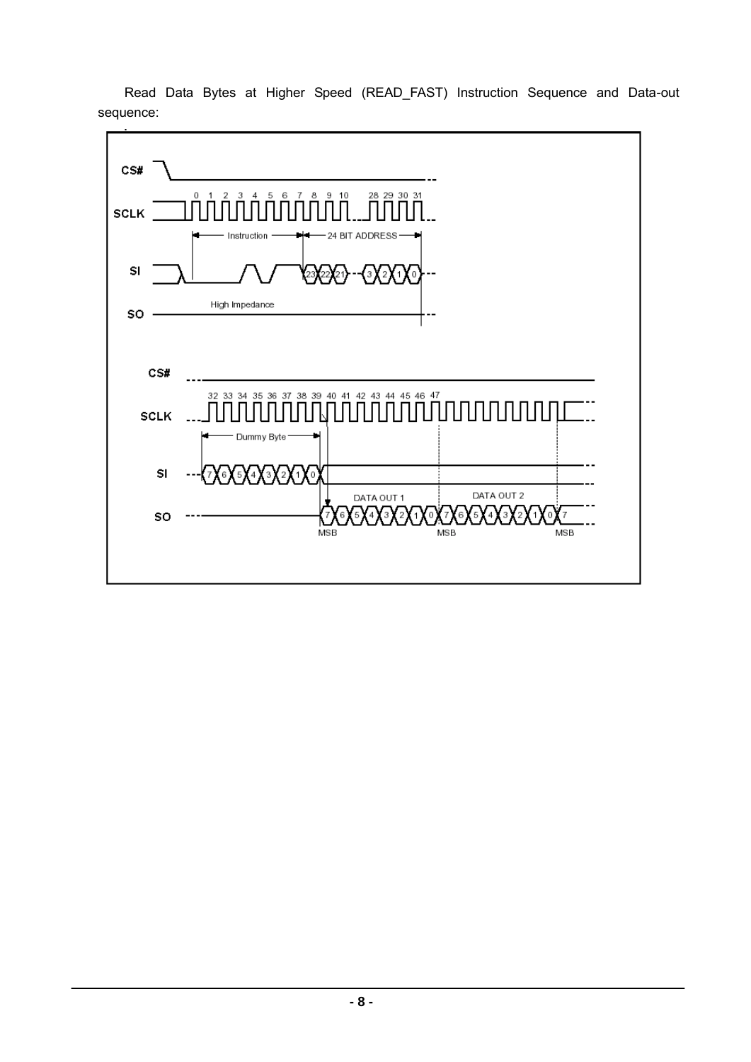Read Data Bytes at Higher Speed (READ_FAST) Instruction Sequence and Data-out sequence: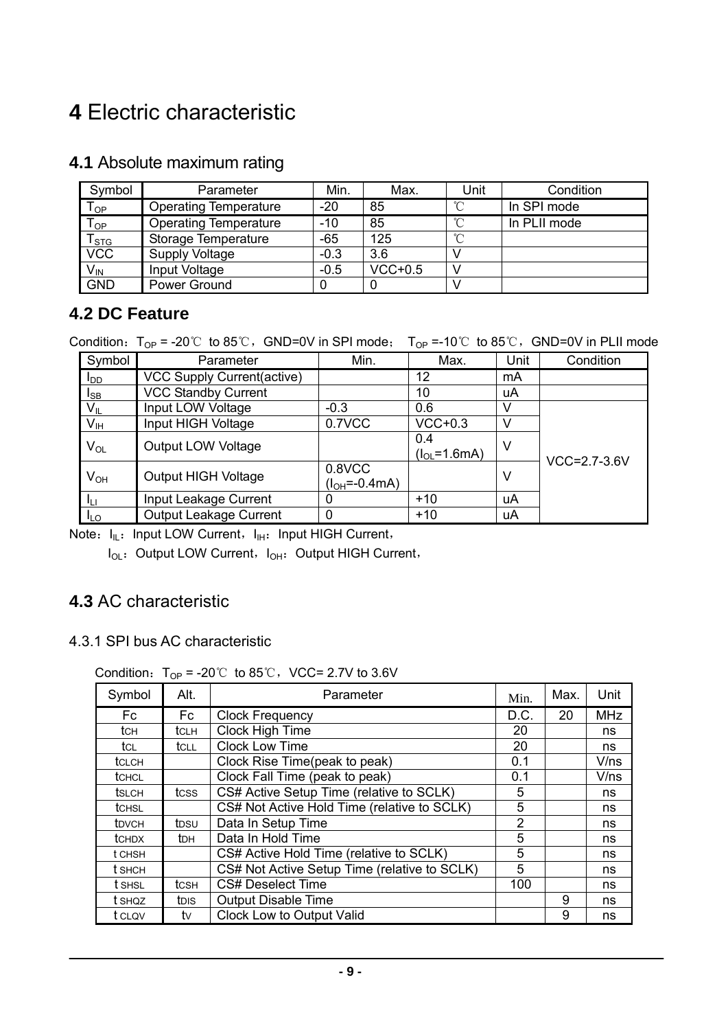# 4 Electric characteristic

## 4.1 Absolute maximum rating

| Symbol | Parameter | Min. | Max. | Unit | Condition |
|---|---|---|---|---|---|
| $T_{OP}$ | Operating Temperature | -20 | 85 | ℃ | In SPI mode |
| $T_{OP}$ | Operating Temperature | -10 | 85 | ℃ | In PLII mode |
| $T_{STG}$ | Storage Temperature | -65 | 125 | ℃ | |
| VCC | Supply Voltage | -0.3 | 3.6 | V | |
| $V_{IN}$ | Input Voltage | -0.5 | VCC+0.5 | V | |
| GND | Power Ground | 0 | 0 | V | |

## 4.2 DC Feature

Condition：$T_{OP}$ = -20℃ to 85℃，GND=0V in SPI mode； $T_{OP}$ =-10℃ to 85℃，GND=0V in PLII mode

| Symbol | Parameter | Min. | Max. | Unit | Condition |
|---|---|---|---|---|---|
| $I_{DD}$ | VCC Supply Current(active) | | 12 | mA | |
| $I_{SB}$ | VCC Standby Current | | 10 | uA | |
| $V_{IL}$ | Input LOW Voltage | -0.3 | 0.6 | V | VCC=2.7-3.6V |
| $V_{IH}$ | Input HIGH Voltage | 0.7VCC | VCC+0.3 | V | |
| $V_{OL}$ | Output LOW Voltage | | 0.4 ($I_{OL}$=1.6mA) | V | |
| $V_{OH}$ | Output HIGH Voltage | 0.8VCC ($I_{OH}$=-0.4mA) | | V | |
| $I_{LI}$ | Input Leakage Current | 0 | +10 | uA | |
| $I_{LO}$ | Output Leakage Current | 0 | +10 | uA | |

Note：$I_{IL}$：Input LOW Current，$I_{IH}$：Input HIGH Current，

$I_{OL}$：Output LOW Current，$I_{OH}$：Output HIGH Current，

## 4.3 AC characteristic

### 4.3.1 SPI bus AC characteristic

Condition：$T_{OP}$ = -20℃ to 85℃，VCC= 2.7V to 3.6V

| Symbol | Alt. | Parameter | Min. | Max. | Unit |
|---|---|---|---|---|---|
| Fc | Fc | Clock Frequency | D.C. | 20 | MHz |
| $t_{CH}$ | $t_{CLH}$ | Clock High Time | 20 | | ns |
| $t_{CL}$ | $t_{CLL}$ | Clock Low Time | 20 | | ns |
| $t_{CLCH}$ | | Clock Rise Time(peak to peak) | 0.1 | | V/ns |
| $t_{CHCL}$ | | Clock Fall Time (peak to peak) | 0.1 | | V/ns |
| $t_{SLCH}$ | $t_{CSS}$ | CS# Active Setup Time (relative to SCLK) | 5 | | ns |
| $t_{CHSL}$ | | CS# Not Active Hold Time (relative to SCLK) | 5 | | ns |
| $t_{DVCH}$ | $t_{DSU}$ | Data In Setup Time | 2 | | ns |
| $t_{CHDX}$ | $t_{DH}$ | Data In Hold Time | 5 | | ns |
| $t_{CHSH}$ | | CS# Active Hold Time (relative to SCLK) | 5 | | ns |
| $t_{SHCH}$ | | CS# Not Active Setup Time (relative to SCLK) | 5 | | ns |
| $t_{SHSL}$ | $t_{CSH}$ | CS# Deselect Time | 100 | | ns |
| $t_{SHQZ}$ | $t_{DIS}$ | Output Disable Time | | 9 | ns |
| $t_{CLQV}$ | $t_V$ | Clock Low to Output Valid | | 9 | ns |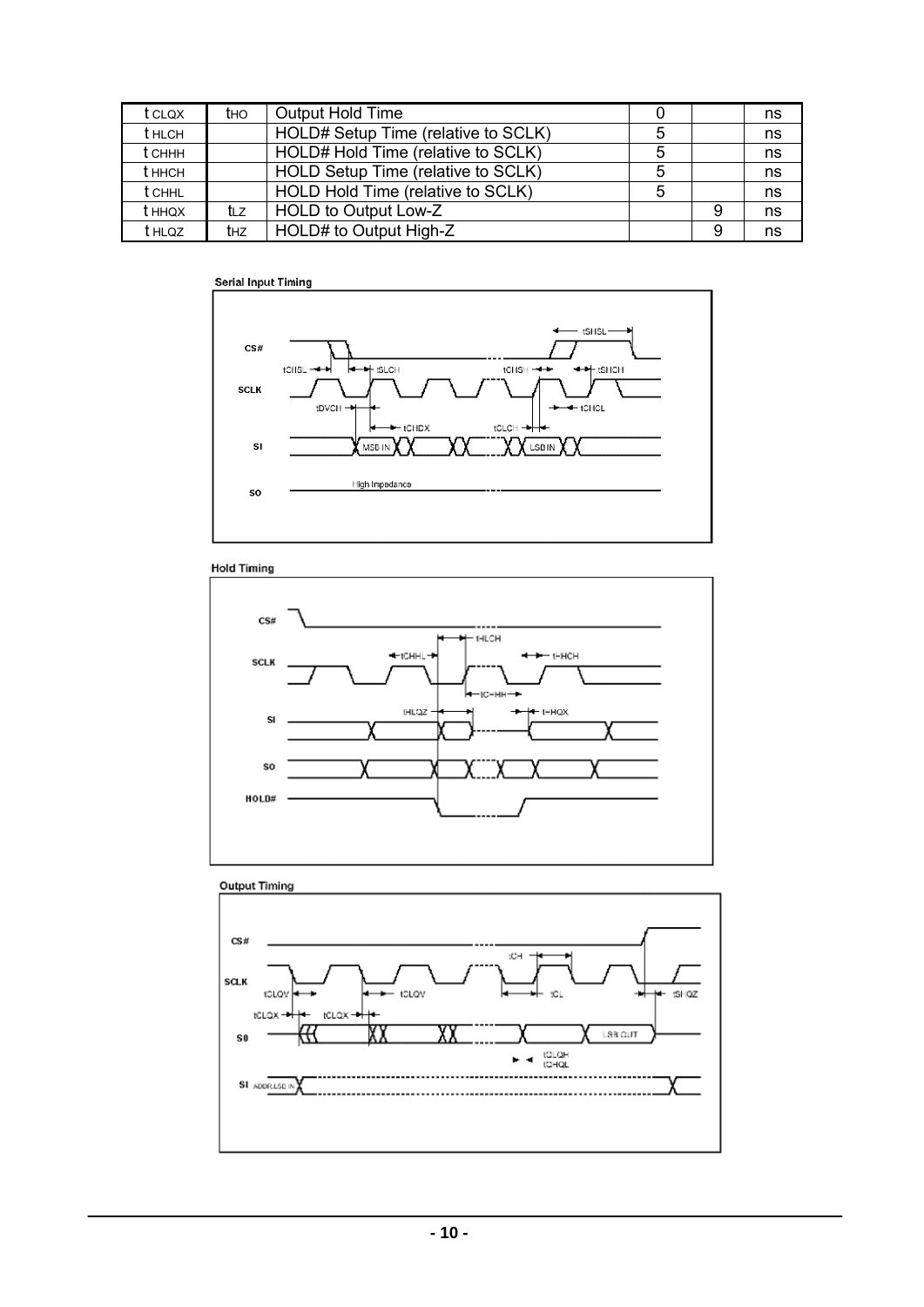| $t_{CLQX}$ | $t_{HO}$ | Output Hold Time | 0 |  | ns |
|---|---|---|---|---|---|
| $t_{HLCH}$ |  | HOLD# Setup Time (relative to SCLK) | 5 |  | ns |
| $t_{CHHH}$ |  | HOLD# Hold Time (relative to SCLK) | 5 |  | ns |
| $t_{HHCH}$ |  | HOLD Setup Time (relative to SCLK) | 5 |  | ns |
| $t_{CHHL}$ |  | HOLD Hold Time (relative to SCLK) | 5 |  | ns |
| $t_{HHQX}$ | $t_{LZ}$ | HOLD to Output Low-Z |  | 9 | ns |
| $t_{HLQZ}$ | $t_{HZ}$ | HOLD# to Output High-Z |  | 9 | ns |

**Serial Input Timing**

**Hold Timing**

**Output Timing**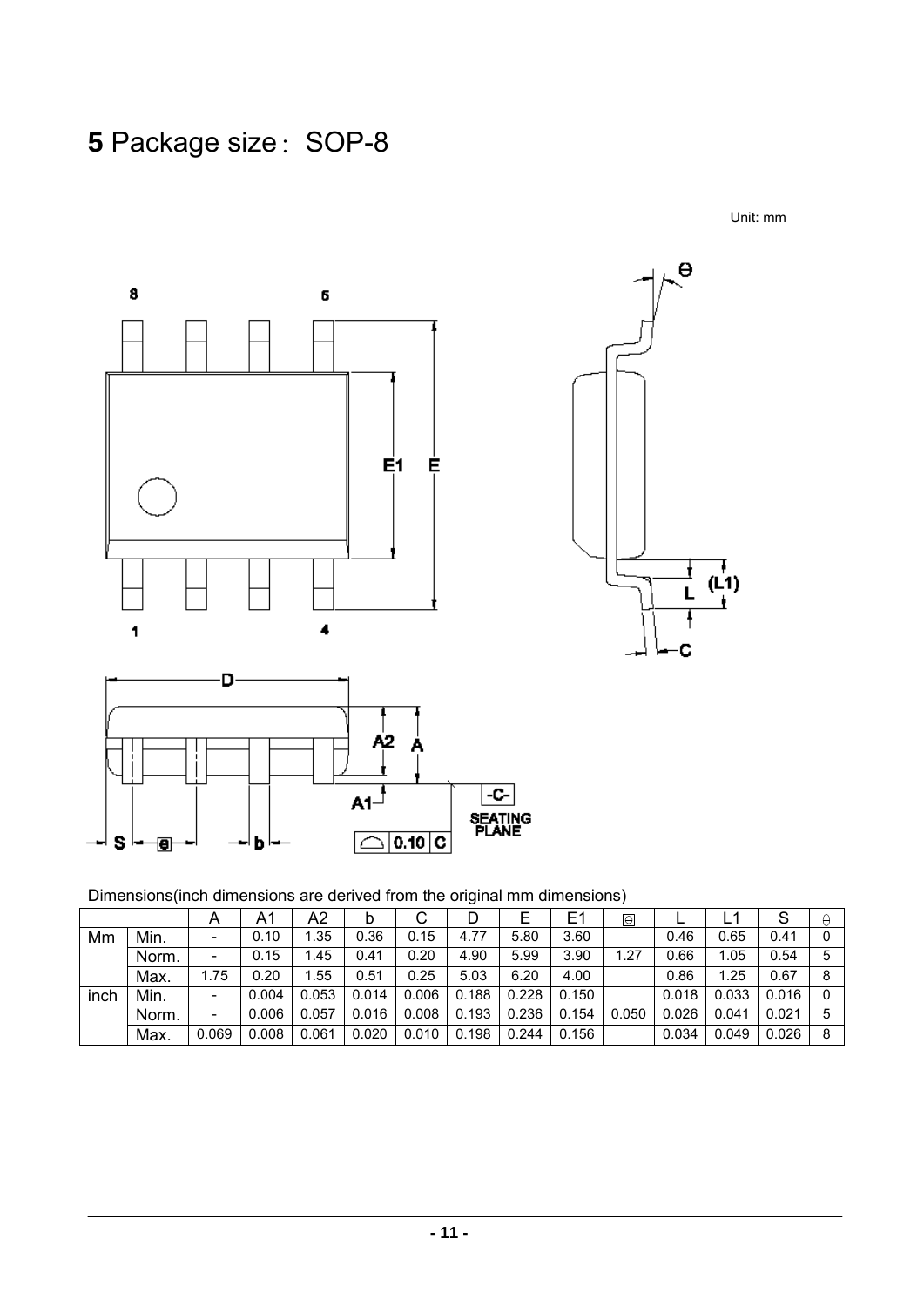# 5 Package size：SOP-8

Unit: mm

Dimensions(inch dimensions are derived from the original mm dimensions)

| | | A | A1 | A2 | b | C | D | E | E1 | e | L | L1 | S | θ |
|---|---|---|---|---|---|---|---|---|---|---|---|---|---|---|
| Mm | Min. | - | 0.10 | 1.35 | 0.36 | 0.15 | 4.77 | 5.80 | 3.60 | | 0.46 | 0.65 | 0.41 | 0 |
| | Norm. | - | 0.15 | 1.45 | 0.41 | 0.20 | 4.90 | 5.99 | 3.90 | 1.27 | 0.66 | 1.05 | 0.54 | 5 |
| | Max. | 1.75 | 0.20 | 1.55 | 0.51 | 0.25 | 5.03 | 6.20 | 4.00 | | 0.86 | 1.25 | 0.67 | 8 |
| inch | Min. | - | 0.004 | 0.053 | 0.014 | 0.006 | 0.188 | 0.228 | 0.150 | | 0.018 | 0.033 | 0.016 | 0 |
| | Norm. | - | 0.006 | 0.057 | 0.016 | 0.008 | 0.193 | 0.236 | 0.154 | 0.050 | 0.026 | 0.041 | 0.021 | 5 |
| | Max. | 0.069 | 0.008 | 0.061 | 0.020 | 0.010 | 0.198 | 0.244 | 0.156 | | 0.034 | 0.049 | 0.026 | 8 |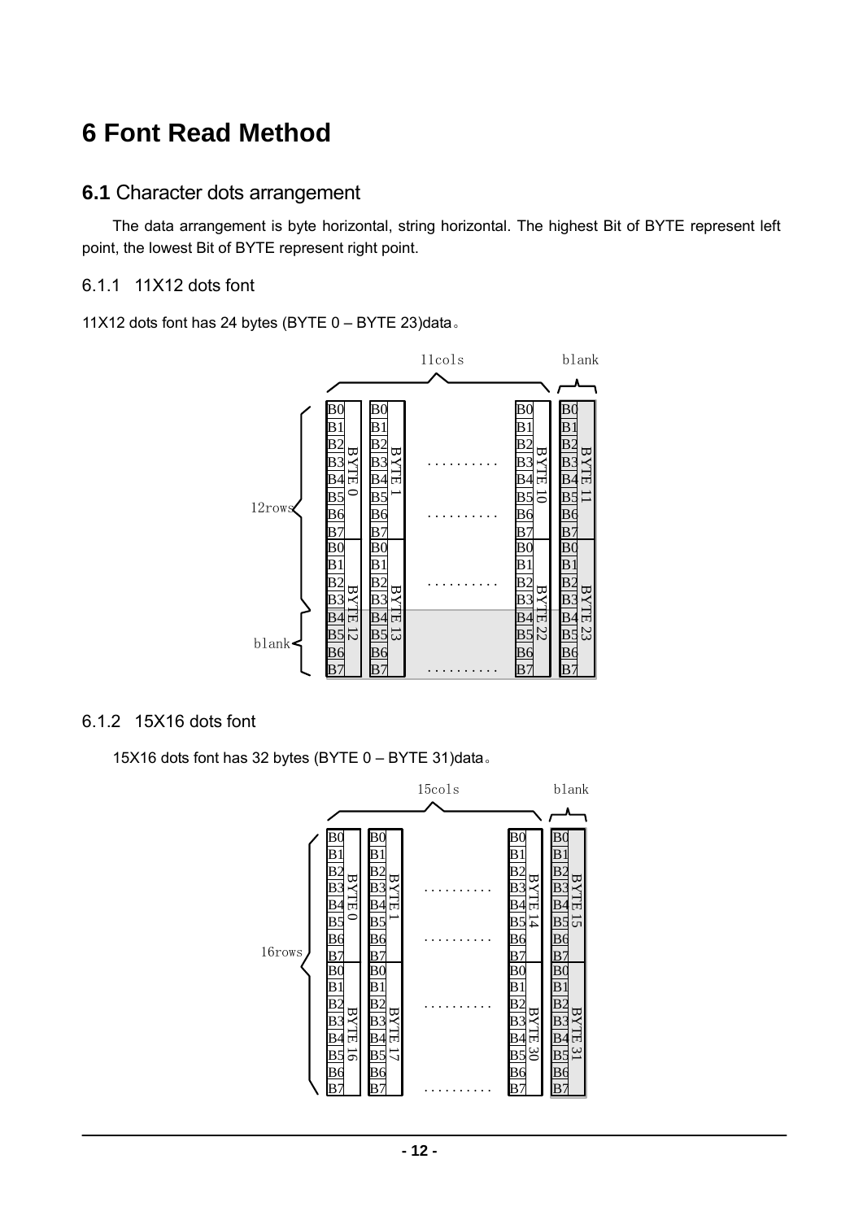# 6 Font Read Method

## 6.1 Character dots arrangement

The data arrangement is byte horizontal, string horizontal. The highest Bit of BYTE represent left point, the lowest Bit of BYTE represent right point.

### 6.1.1 11X12 dots font

11X12 dots font has 24 bytes (BYTE 0 – BYTE 23)data。

### 6.1.2 15X16 dots font

15X16 dots font has 32 bytes (BYTE 0 – BYTE 31)data。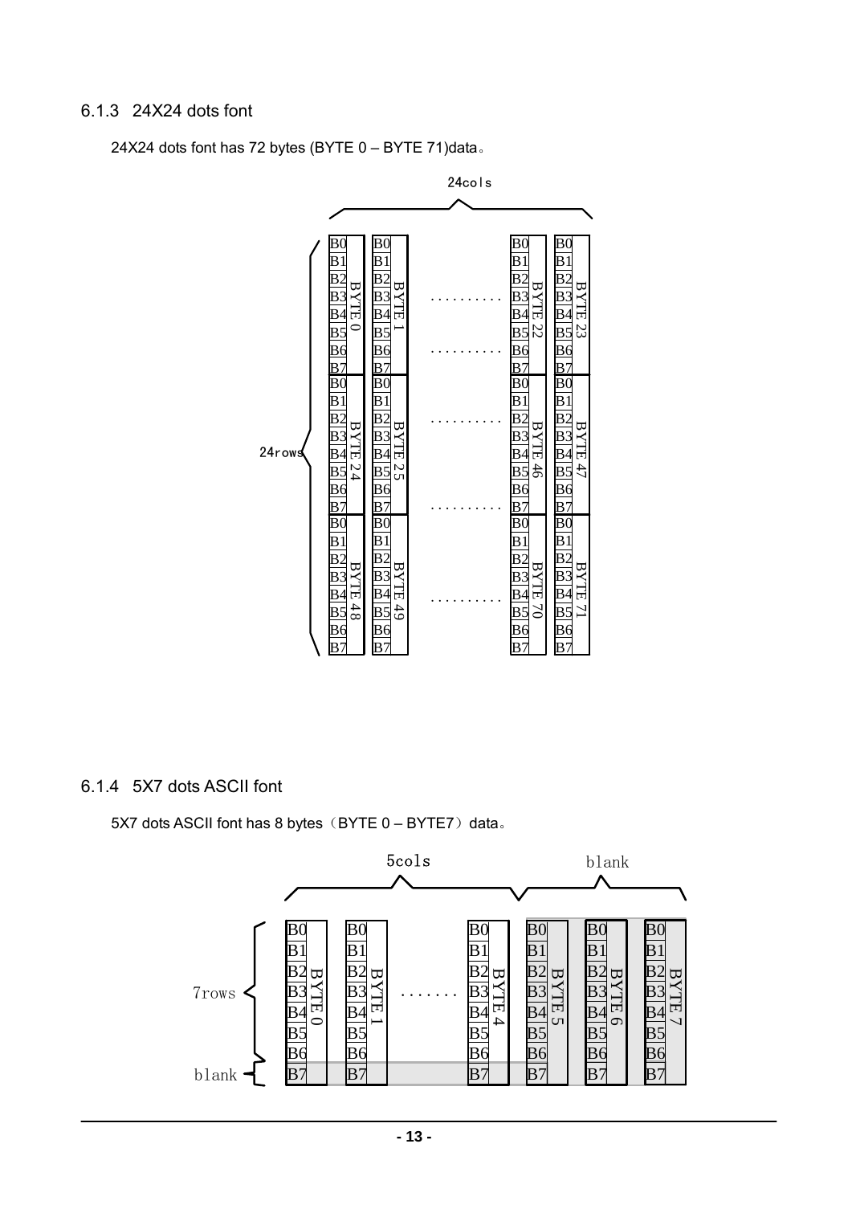### 6.1.3 24X24 dots font

24X24 dots font has 72 bytes (BYTE 0 – BYTE 71)data。

### 6.1.4 5X7 dots ASCII font

5X7 dots ASCII font has 8 bytes（BYTE 0 – BYTE7）data。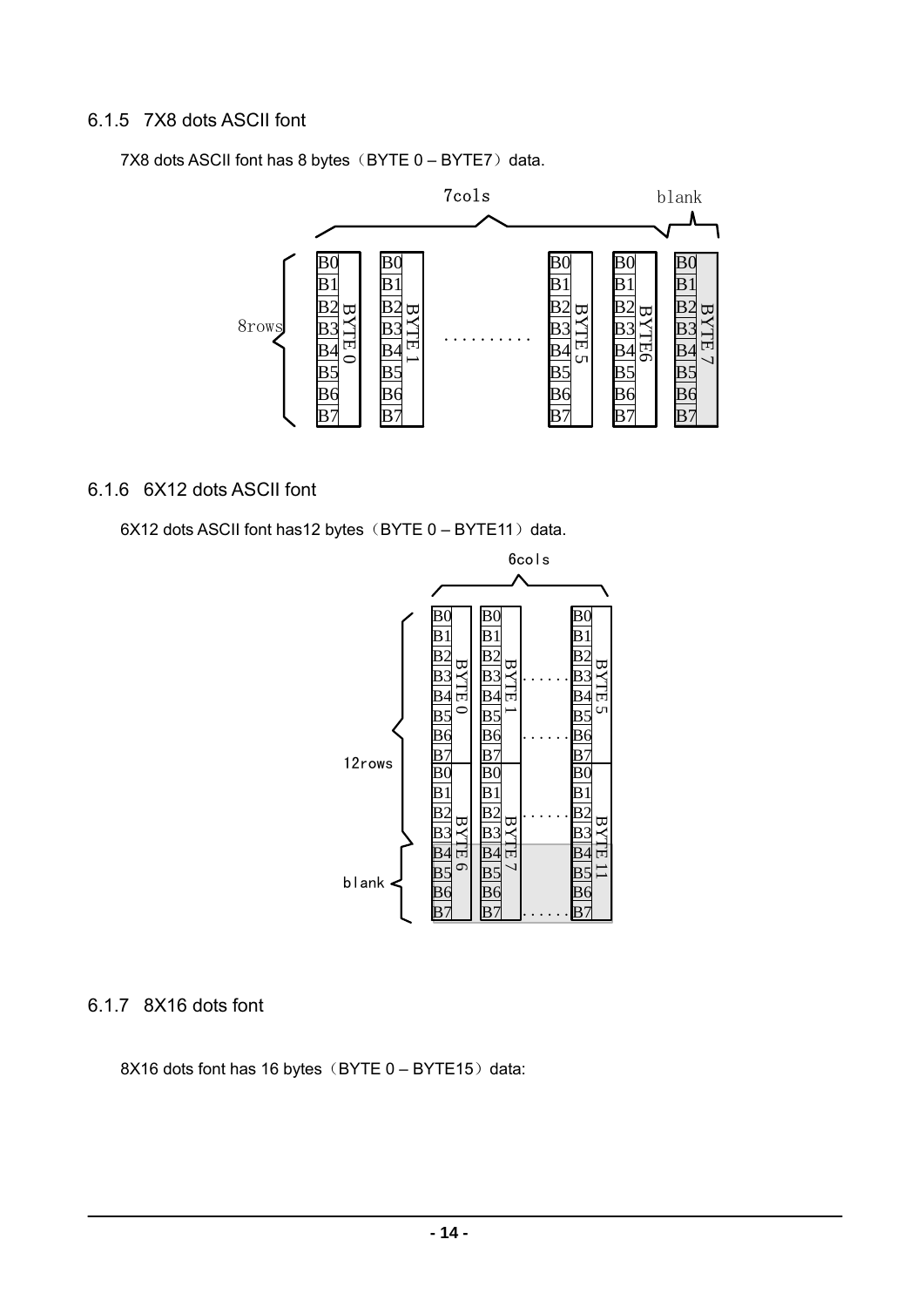### 6.1.5 7X8 dots ASCII font

7X8 dots ASCII font has 8 bytes（BYTE 0 – BYTE7）data.

### 6.1.6 6X12 dots ASCII font

6X12 dots ASCII font has12 bytes（BYTE 0 – BYTE11）data.

### 6.1.7 8X16 dots font

8X16 dots font has 16 bytes（BYTE 0 – BYTE15）data: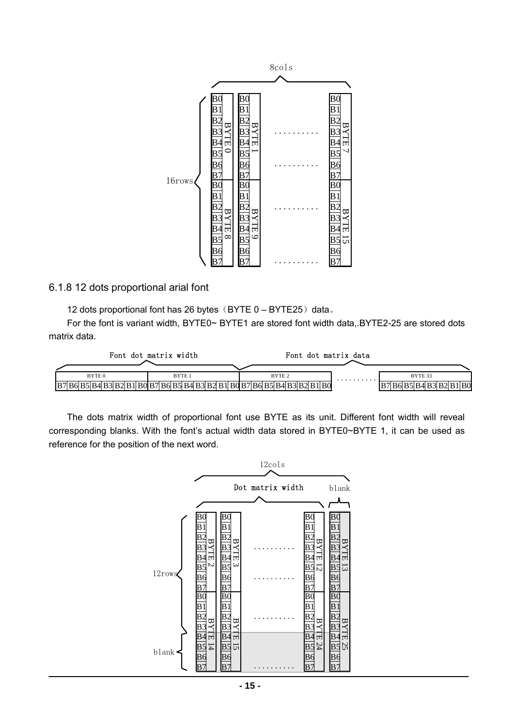## 6.1.8 12 dots proportional arial font

12 dots proportional font has 26 bytes（BYTE 0 – BYTE25）data。

For the font is variant width, BYTE0~ BYTE1 are stored font width data,.BYTE2-25 are stored dots matrix data.

The dots matrix width of proportional font use BYTE as its unit. Different font width will reveal corresponding blanks. With the font's actual width data stored in BYTE0~BYTE 1, it can be used as reference for the position of the next word.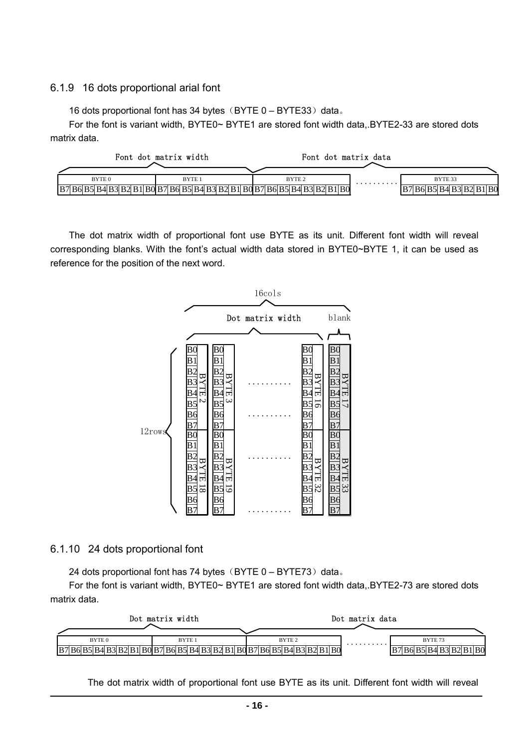### 6.1.9 16 dots proportional arial font

16 dots proportional font has 34 bytes（BYTE 0 – BYTE33）data。

For the font is variant width, BYTE0~ BYTE1 are stored font width data,.BYTE2-33 are stored dots matrix data.

| Font dot matrix width | | Font dot matrix data | | |
|---|---|---|---|---|
| BYTE 0 | BYTE 1 | BYTE 2 | ………. | BYTE 33 |
| B7 B6 B5 B4 B3 B2 B1 B0 | B7 B6 B5 B4 B3 B2 B1 B0 | B7 B6 B5 B4 B3 B2 B1 B0 | | B7 B6 B5 B4 B3 B2 B1 B0 |

The dot matrix width of proportional font use BYTE as its unit. Different font width will reveal corresponding blanks. With the font's actual width data stored in BYTE0~BYTE 1, it can be used as reference for the position of the next word.

16cols (Dot matrix width + blank), 12rows

| | BYTE 2 | BYTE 3 | ………. | BYTE 16 | BYTE 17 (blank) |
|---|---|---|---|---|---|
| Rows 0–7 | B0–B7 | B0–B7 | ………. | B0–B7 | B0–B7 |
| | BYTE 18 | BYTE 19 | ………. | BYTE 32 | BYTE 33 (blank) |
| Rows 8–15 | B0–B7 | B0–B7 | ………. | B0–B7 | B0–B7 |

### 6.1.10 24 dots proportional font

24 dots proportional font has 74 bytes（BYTE 0 – BYTE73）data。

For the font is variant width, BYTE0~ BYTE1 are stored font width data,.BYTE2-73 are stored dots matrix data.

| Dot matrix width | | Dot matrix data | | |
|---|---|---|---|---|
| BYTE 0 | BYTE 1 | BYTE 2 | ………. | BYTE 73 |
| B7 B6 B5 B4 B3 B2 B1 B0 | B7 B6 B5 B4 B3 B2 B1 B0 | B7 B6 B5 B4 B3 B2 B1 B0 | | B7 B6 B5 B4 B3 B2 B1 B0 |

The dot matrix width of proportional font use BYTE as its unit. Different font width will reveal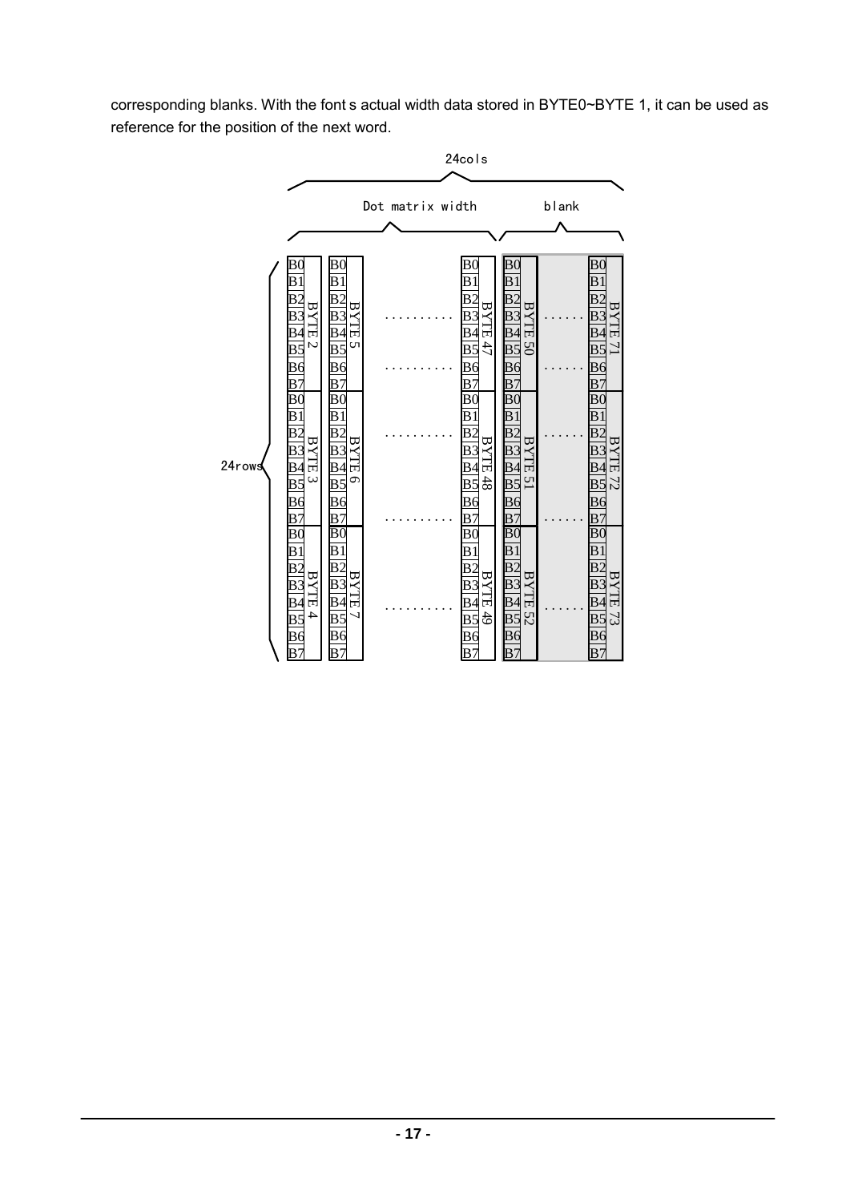corresponding blanks. With the font s actual width data stored in BYTE0~BYTE 1, it can be used as reference for the position of the next word.

24cols

Dot matrix width

blank

24rows

| | | | | | | |
|---|---|---|---|---|---|---|
| B0–B7 BYTE 2 | B0–B7 BYTE 5 | .......... | B0–B7 BYTE 47 | B0–B7 BYTE 50 | ...... | B0–B7 BYTE 71 |
| B0–B7 BYTE 3 | B0–B7 BYTE 6 | .......... | B0–B7 BYTE 48 | B0–B7 BYTE 51 | ...... | B0–B7 BYTE 72 |
| B0–B7 BYTE 4 | B0–B7 BYTE 7 | .......... | B0–B7 BYTE 49 | B0–B7 BYTE 52 | ...... | B0–B7 BYTE 73 |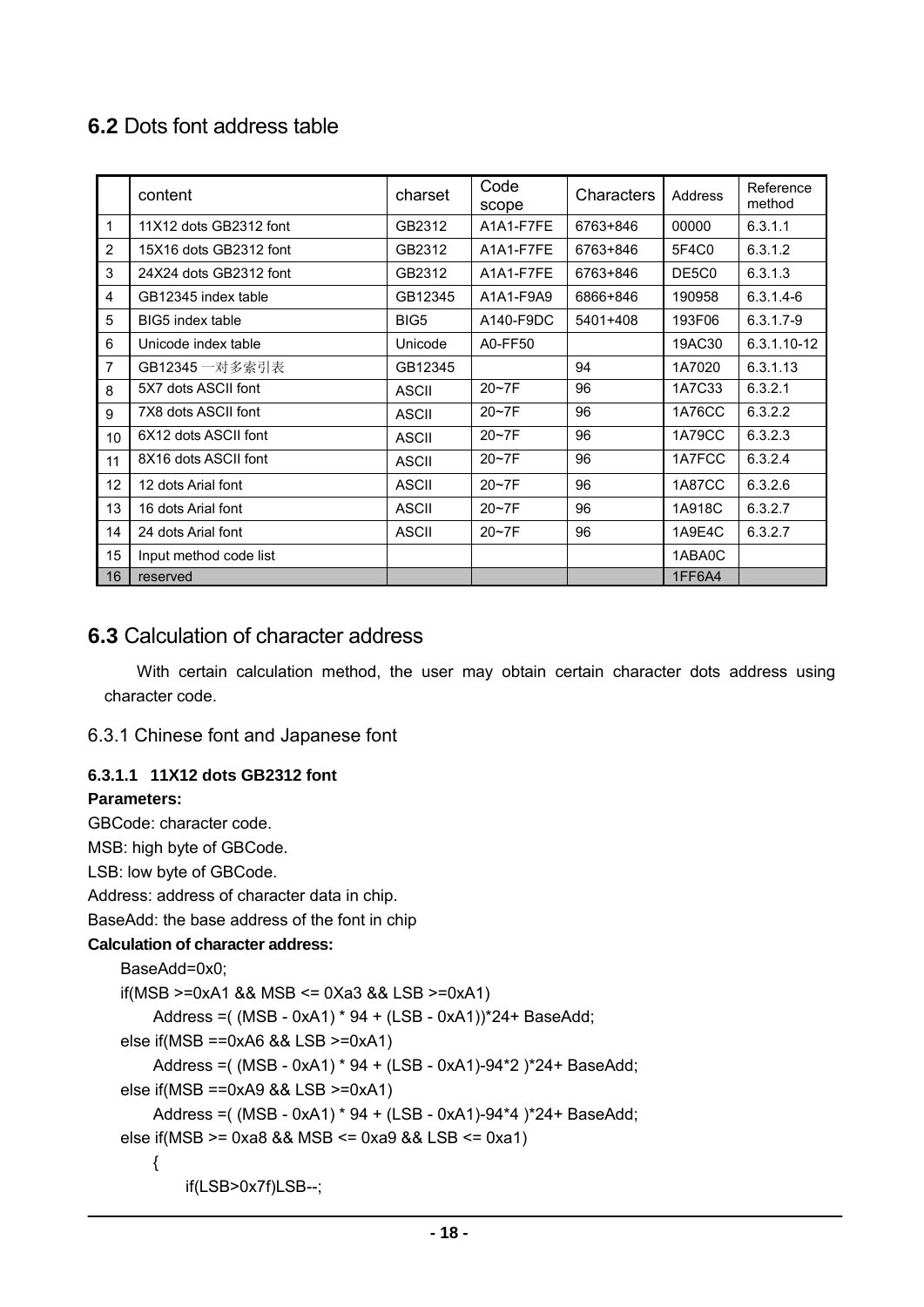## 6.2 Dots font address table

| | content | charset | Code scope | Characters | Address | Reference method |
|---|---|---|---|---|---|---|
| 1 | 11X12 dots GB2312 font | GB2312 | A1A1-F7FE | 6763+846 | 00000 | 6.3.1.1 |
| 2 | 15X16 dots GB2312 font | GB2312 | A1A1-F7FE | 6763+846 | 5F4C0 | 6.3.1.2 |
| 3 | 24X24 dots GB2312 font | GB2312 | A1A1-F7FE | 6763+846 | DE5C0 | 6.3.1.3 |
| 4 | GB12345 index table | GB12345 | A1A1-F9A9 | 6866+846 | 190958 | 6.3.1.4-6 |
| 5 | BIG5 index table | BIG5 | A140-F9DC | 5401+408 | 193F06 | 6.3.1.7-9 |
| 6 | Unicode index table | Unicode | A0-FF50 | | 19AC30 | 6.3.1.10-12 |
| 7 | GB12345 一对多索引表 | GB12345 | | 94 | 1A7020 | 6.3.1.13 |
| 8 | 5X7 dots ASCII font | ASCII | 20~7F | 96 | 1A7C33 | 6.3.2.1 |
| 9 | 7X8 dots ASCII font | ASCII | 20~7F | 96 | 1A76CC | 6.3.2.2 |
| 10 | 6X12 dots ASCII font | ASCII | 20~7F | 96 | 1A79CC | 6.3.2.3 |
| 11 | 8X16 dots ASCII font | ASCII | 20~7F | 96 | 1A7FCC | 6.3.2.4 |
| 12 | 12 dots Arial font | ASCII | 20~7F | 96 | 1A87CC | 6.3.2.6 |
| 13 | 16 dots Arial font | ASCII | 20~7F | 96 | 1A918C | 6.3.2.7 |
| 14 | 24 dots Arial font | ASCII | 20~7F | 96 | 1A9E4C | 6.3.2.7 |
| 15 | Input method code list | | | | 1ABA0C | |
| 16 | reserved | | | | 1FF6A4 | |

## 6.3 Calculation of character address

With certain calculation method, the user may obtain certain character dots address using character code.

### 6.3.1 Chinese font and Japanese font

#### 6.3.1.1 11X12 dots GB2312 font

**Parameters:**

GBCode: character code.

MSB: high byte of GBCode.

LSB: low byte of GBCode.

Address: address of character data in chip.

BaseAdd: the base address of the font in chip

**Calculation of character address:**

```
BaseAdd=0x0;
if(MSB >=0xA1 && MSB <= 0Xa3 && LSB >=0xA1)
      Address =( (MSB - 0xA1) * 94 + (LSB - 0xA1))*24+ BaseAdd;
else if(MSB ==0xA6 && LSB >=0xA1)
      Address =( (MSB - 0xA1) * 94 + (LSB - 0xA1)-94*2 )*24+ BaseAdd;
else if(MSB ==0xA9 && LSB >=0xA1)
      Address =( (MSB - 0xA1) * 94 + (LSB - 0xA1)-94*4 )*24+ BaseAdd;
else if(MSB >= 0xa8 && MSB <= 0xa9 && LSB <= 0xa1)
      {
            if(LSB>0x7f)LSB--;
```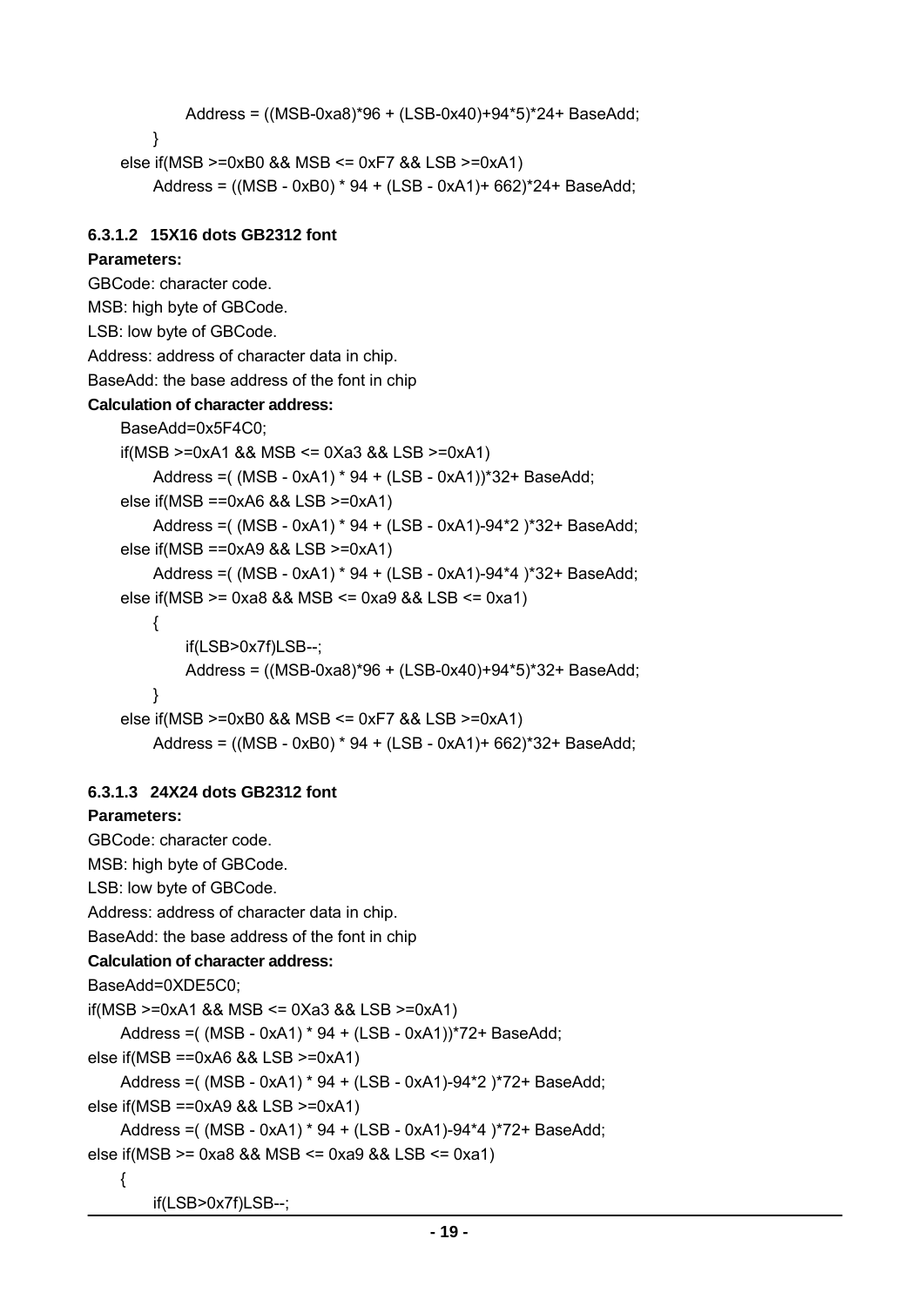```
        Address = ((MSB-0xa8)*96 + (LSB-0x40)+94*5)*24+ BaseAdd;
    }
else if(MSB >=0xB0 && MSB <= 0xF7 && LSB >=0xA1)
    Address = ((MSB - 0xB0) * 94 + (LSB - 0xA1)+ 662)*24+ BaseAdd;
```

#### 6.3.1.2 15X16 dots GB2312 font

**Parameters:**

GBCode: character code.

MSB: high byte of GBCode.

LSB: low byte of GBCode.

Address: address of character data in chip.

BaseAdd: the base address of the font in chip

**Calculation of character address:**

```
BaseAdd=0x5F4C0;
if(MSB >=0xA1 && MSB <= 0Xa3 && LSB >=0xA1)
    Address =( (MSB - 0xA1) * 94 + (LSB - 0xA1))*32+ BaseAdd;
else if(MSB ==0xA6 && LSB >=0xA1)
    Address =( (MSB - 0xA1) * 94 + (LSB - 0xA1)-94*2 )*32+ BaseAdd;
else if(MSB ==0xA9 && LSB >=0xA1)
    Address =( (MSB - 0xA1) * 94 + (LSB - 0xA1)-94*4 )*32+ BaseAdd;
else if(MSB >= 0xa8 && MSB <= 0xa9 && LSB <= 0xa1)
    {
        if(LSB>0x7f)LSB--;
        Address = ((MSB-0xa8)*96 + (LSB-0x40)+94*5)*32+ BaseAdd;
    }
else if(MSB >=0xB0 && MSB <= 0xF7 && LSB >=0xA1)
    Address = ((MSB - 0xB0) * 94 + (LSB - 0xA1)+ 662)*32+ BaseAdd;
```

#### 6.3.1.3 24X24 dots GB2312 font

**Parameters:**

GBCode: character code.

MSB: high byte of GBCode.

LSB: low byte of GBCode.

Address: address of character data in chip.

BaseAdd: the base address of the font in chip

**Calculation of character address:**

```
BaseAdd=0XDE5C0;
if(MSB >=0xA1 && MSB <= 0Xa3 && LSB >=0xA1)
    Address =( (MSB - 0xA1) * 94 + (LSB - 0xA1))*72+ BaseAdd;
else if(MSB ==0xA6 && LSB >=0xA1)
    Address =( (MSB - 0xA1) * 94 + (LSB - 0xA1)-94*2 )*72+ BaseAdd;
else if(MSB ==0xA9 && LSB >=0xA1)
    Address =( (MSB - 0xA1) * 94 + (LSB - 0xA1)-94*4 )*72+ BaseAdd;
else if(MSB >= 0xa8 && MSB <= 0xa9 && LSB <= 0xa1)
    {
        if(LSB>0x7f)LSB--;
```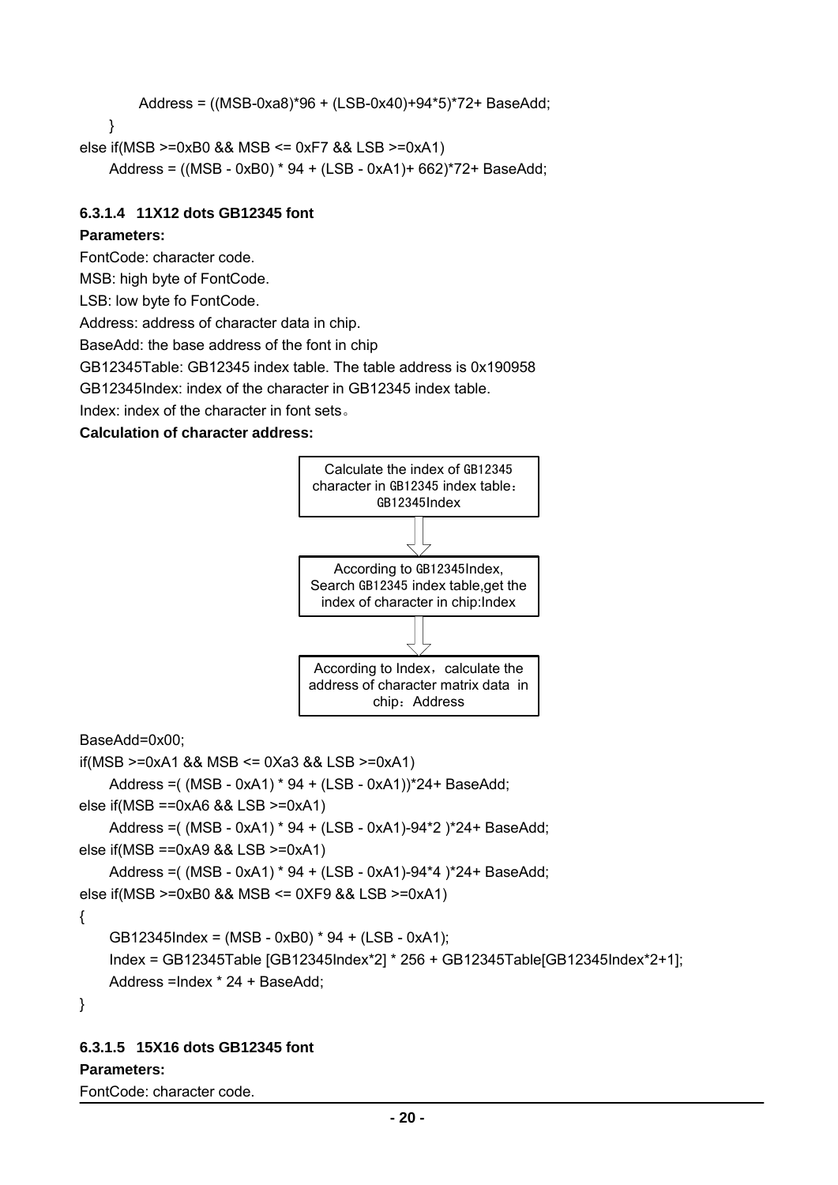```
        Address = ((MSB-0xa8)*96 + (LSB-0x40)+94*5)*72+ BaseAdd;
    }
else if(MSB >=0xB0 && MSB <= 0xF7 && LSB >=0xA1)
    Address = ((MSB - 0xB0) * 94 + (LSB - 0xA1)+ 662)*72+ BaseAdd;
```

#### 6.3.1.4 11X12 dots GB12345 font

**Parameters:**

FontCode: character code.

MSB: high byte of FontCode.

LSB: low byte fo FontCode.

Address: address of character data in chip.

BaseAdd: the base address of the font in chip

GB12345Table: GB12345 index table. The table address is 0x190958

GB12345Index: index of the character in GB12345 index table.

Index: index of the character in font sets。

**Calculation of character address:**

Calculate the index of GB12345 character in GB12345 index table：GB12345Index

↓

According to GB12345Index, Search GB12345 index table,get the index of character in chip:Index

↓

According to Index，calculate the address of character matrix data in chip：Address

```
BaseAdd=0x00;
if(MSB >=0xA1 && MSB <= 0Xa3 && LSB >=0xA1)
    Address =( (MSB - 0xA1) * 94 + (LSB - 0xA1))*24+ BaseAdd;
else if(MSB ==0xA6 && LSB >=0xA1)
    Address =( (MSB - 0xA1) * 94 + (LSB - 0xA1)-94*2 )*24+ BaseAdd;
else if(MSB ==0xA9 && LSB >=0xA1)
    Address =( (MSB - 0xA1) * 94 + (LSB - 0xA1)-94*4 )*24+ BaseAdd;
else if(MSB >=0xB0 && MSB <= 0XF9 && LSB >=0xA1)
{
    GB12345Index = (MSB - 0xB0) * 94 + (LSB - 0xA1);
    Index = GB12345Table [GB12345Index*2] * 256 + GB12345Table[GB12345Index*2+1];
    Address =Index * 24 + BaseAdd;
}
```

#### 6.3.1.5 15X16 dots GB12345 font

**Parameters:**

FontCode: character code.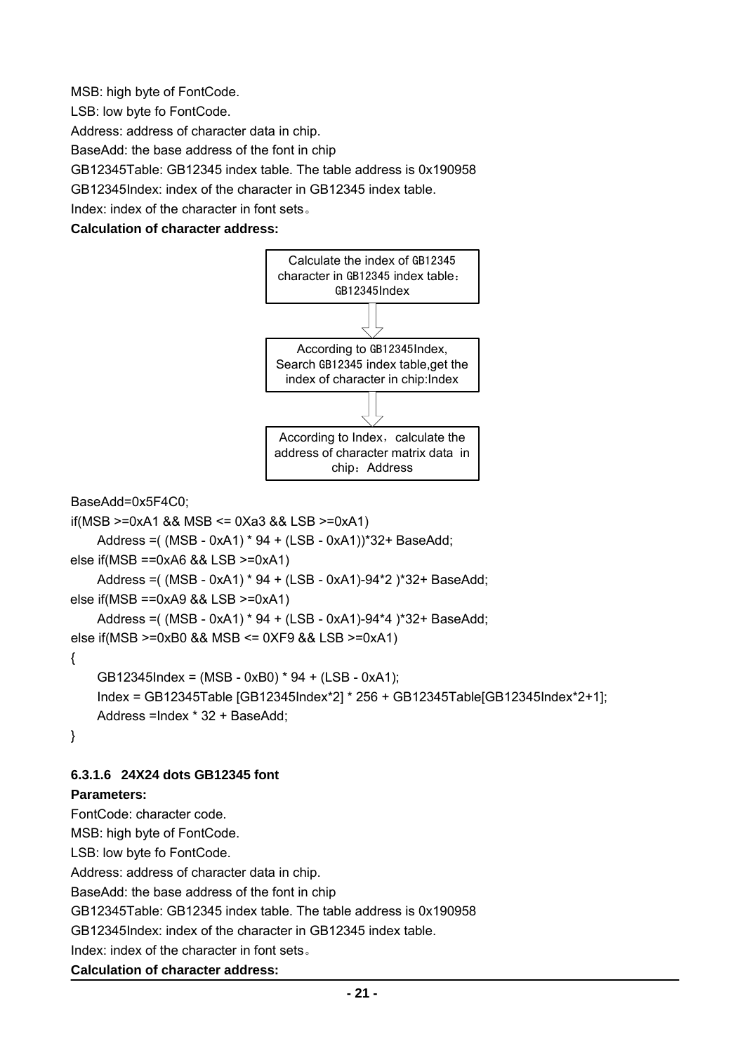MSB: high byte of FontCode.

LSB: low byte fo FontCode.

Address: address of character data in chip.

BaseAdd: the base address of the font in chip

GB12345Table: GB12345 index table. The table address is 0x190958

GB12345Index: index of the character in GB12345 index table.

Index: index of the character in font sets。

**Calculation of character address:**

Calculate the index of GB12345 character in GB12345 index table：GB12345Index

↓

According to GB12345Index, Search GB12345 index table,get the index of character in chip:Index

↓

According to Index，calculate the address of character matrix data in chip：Address

```
BaseAdd=0x5F4C0;
if(MSB >=0xA1 && MSB <= 0Xa3 && LSB >=0xA1)
    Address =( (MSB - 0xA1) * 94 + (LSB - 0xA1))*32+ BaseAdd;
else if(MSB ==0xA6 && LSB >=0xA1)
    Address =( (MSB - 0xA1) * 94 + (LSB - 0xA1)-94*2 )*32+ BaseAdd;
else if(MSB ==0xA9 && LSB >=0xA1)
    Address =( (MSB - 0xA1) * 94 + (LSB - 0xA1)-94*4 )*32+ BaseAdd;
else if(MSB >=0xB0 && MSB <= 0XF9 && LSB >=0xA1)
{
    GB12345Index = (MSB - 0xB0) * 94 + (LSB - 0xA1);
    Index = GB12345Table [GB12345Index*2] * 256 + GB12345Table[GB12345Index*2+1];
    Address =Index * 32 + BaseAdd;
}
```

#### 6.3.1.6 24X24 dots GB12345 font

**Parameters:**

FontCode: character code.

MSB: high byte of FontCode.

LSB: low byte fo FontCode.

Address: address of character data in chip.

BaseAdd: the base address of the font in chip

GB12345Table: GB12345 index table. The table address is 0x190958

GB12345Index: index of the character in GB12345 index table.

Index: index of the character in font sets。

**Calculation of character address:**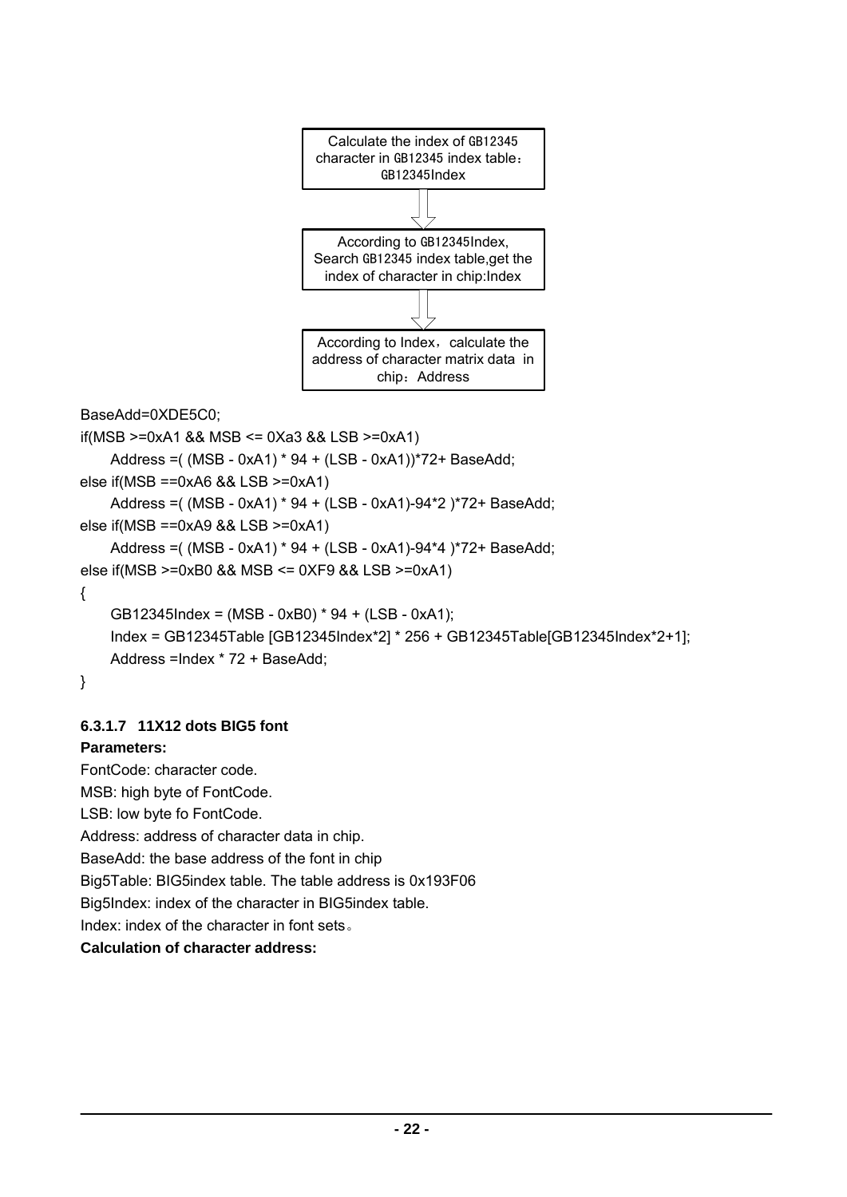Calculate the index of GB12345 character in GB12345 index table：GB12345Index

⇩

According to GB12345Index, Search GB12345 index table,get the index of character in chip:Index

⇩

According to Index，calculate the address of character matrix data in chip：Address

```
BaseAdd=0XDE5C0;
if(MSB >=0xA1 && MSB <= 0Xa3 && LSB >=0xA1)
     Address =( (MSB - 0xA1) * 94 + (LSB - 0xA1))*72+ BaseAdd;
else if(MSB ==0xA6 && LSB >=0xA1)
     Address =( (MSB - 0xA1) * 94 + (LSB - 0xA1)-94*2 )*72+ BaseAdd;
else if(MSB ==0xA9 && LSB >=0xA1)
     Address =( (MSB - 0xA1) * 94 + (LSB - 0xA1)-94*4 )*72+ BaseAdd;
else if(MSB >=0xB0 && MSB <= 0XF9 && LSB >=0xA1)
{
     GB12345Index = (MSB - 0xB0) * 94 + (LSB - 0xA1);
     Index = GB12345Table [GB12345Index*2] * 256 + GB12345Table[GB12345Index*2+1];
     Address =Index * 72 + BaseAdd;
}
```

#### 6.3.1.7 11X12 dots BIG5 font

**Parameters:**

FontCode: character code.

MSB: high byte of FontCode.

LSB: low byte fo FontCode.

Address: address of character data in chip.

BaseAdd: the base address of the font in chip

Big5Table: BIG5index table. The table address is 0x193F06

Big5Index: index of the character in BIG5index table.

Index: index of the character in font sets。

**Calculation of character address:**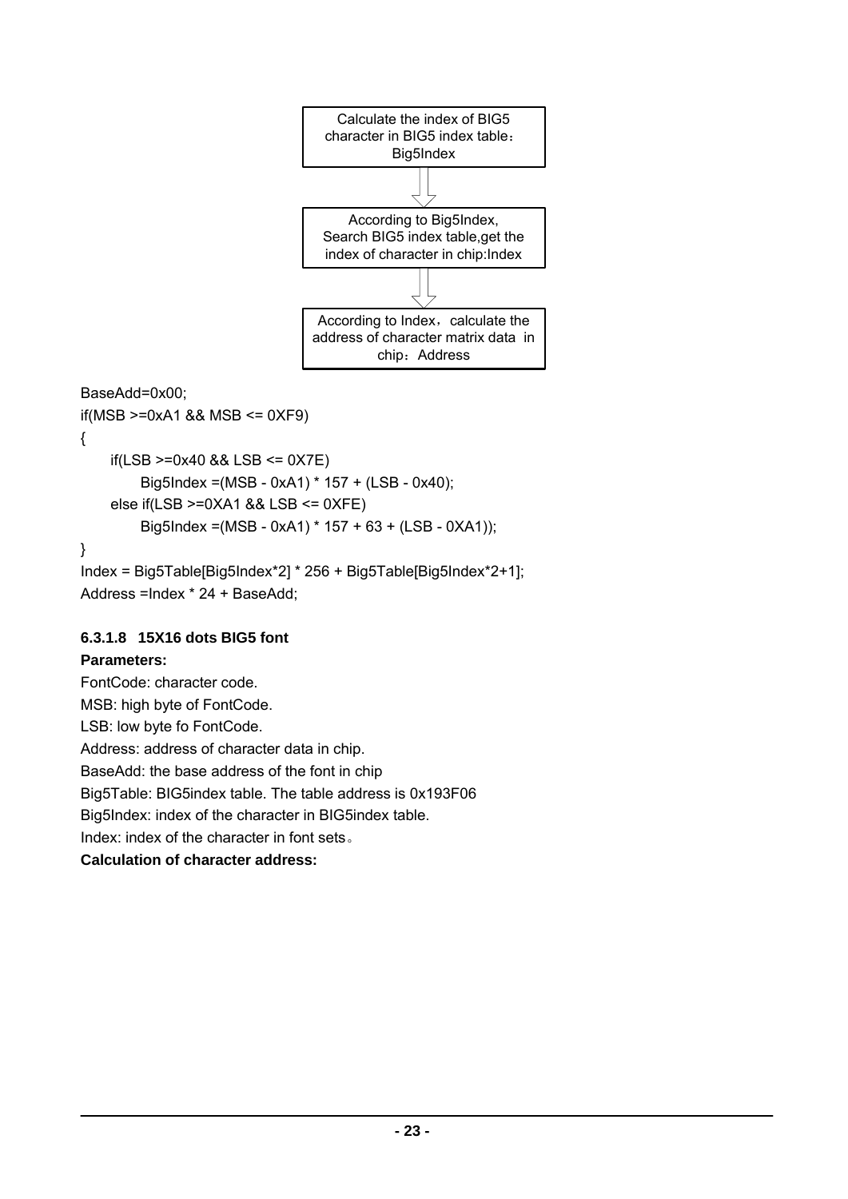Calculate the index of BIG5 character in BIG5 index table：Big5Index

↓

According to Big5Index, Search BIG5 index table,get the index of character in chip:Index

↓

According to Index，calculate the address of character matrix data in chip：Address

```
BaseAdd=0x00;
if(MSB >=0xA1 && MSB <= 0XF9)
{
    if(LSB >=0x40 && LSB <= 0X7E)
        Big5Index =(MSB - 0xA1) * 157 + (LSB - 0x40);
    else if(LSB >=0XA1 && LSB <= 0XFE)
        Big5Index =(MSB - 0xA1) * 157 + 63 + (LSB - 0XA1));
}
Index = Big5Table[Big5Index*2] * 256 + Big5Table[Big5Index*2+1];
Address =Index * 24 + BaseAdd;
```

#### 6.3.1.8 15X16 dots BIG5 font

**Parameters:**

FontCode: character code.

MSB: high byte of FontCode.

LSB: low byte fo FontCode.

Address: address of character data in chip.

BaseAdd: the base address of the font in chip

Big5Table: BIG5index table. The table address is 0x193F06

Big5Index: index of the character in BIG5index table.

Index: index of the character in font sets。

**Calculation of character address:**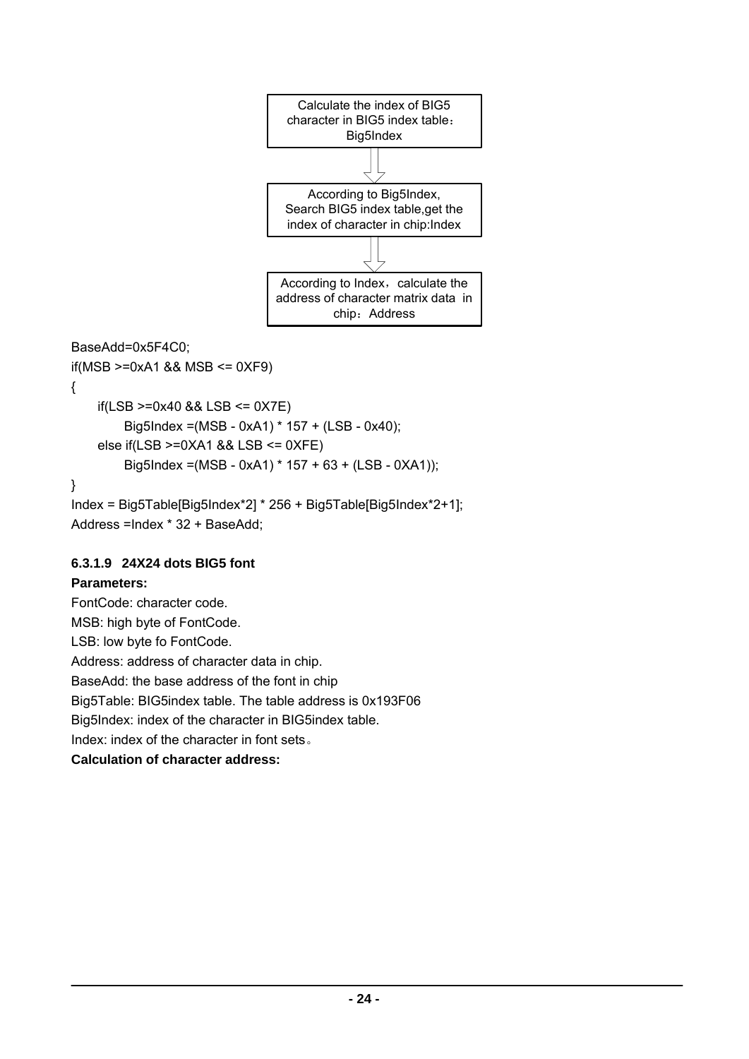Calculate the index of BIG5 character in BIG5 index table：Big5Index

↓

According to Big5Index, Search BIG5 index table,get the index of character in chip:Index

↓

According to Index，calculate the address of character matrix data in chip：Address

```
BaseAdd=0x5F4C0;
if(MSB >=0xA1 && MSB <= 0XF9)
{
    if(LSB >=0x40 && LSB <= 0X7E)
        Big5Index =(MSB - 0xA1) * 157 + (LSB - 0x40);
    else if(LSB >=0XA1 && LSB <= 0XFE)
        Big5Index =(MSB - 0xA1) * 157 + 63 + (LSB - 0XA1));
}
Index = Big5Table[Big5Index*2] * 256 + Big5Table[Big5Index*2+1];
Address =Index * 32 + BaseAdd;
```

#### 6.3.1.9 24X24 dots BIG5 font

**Parameters:**

FontCode: character code.

MSB: high byte of FontCode.

LSB: low byte fo FontCode.

Address: address of character data in chip.

BaseAdd: the base address of the font in chip

Big5Table: BIG5index table. The table address is 0x193F06

Big5Index: index of the character in BIG5index table.

Index: index of the character in font sets。

**Calculation of character address:**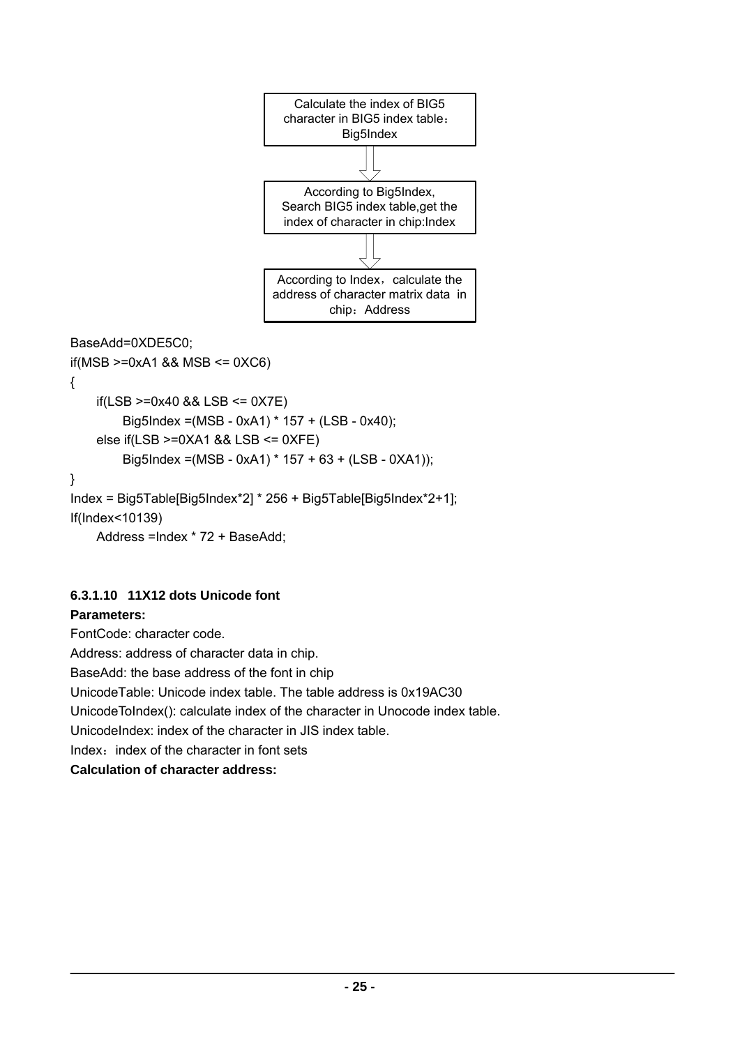Calculate the index of BIG5 character in BIG5 index table：Big5Index

⇩

According to Big5Index, Search BIG5 index table,get the index of character in chip:Index

⇩

According to Index，calculate the address of character matrix data in chip：Address

```
BaseAdd=0XDE5C0;
if(MSB >=0xA1 && MSB <= 0XC6)
{
    if(LSB >=0x40 && LSB <= 0X7E)
        Big5Index =(MSB - 0xA1) * 157 + (LSB - 0x40);
    else if(LSB >=0XA1 && LSB <= 0XFE)
        Big5Index =(MSB - 0xA1) * 157 + 63 + (LSB - 0XA1));
}
Index = Big5Table[Big5Index*2] * 256 + Big5Table[Big5Index*2+1];
If(Index<10139)
    Address =Index * 72 + BaseAdd;
```

#### 6.3.1.10 11X12 dots Unicode font

**Parameters:**

FontCode: character code.

Address: address of character data in chip.

BaseAdd: the base address of the font in chip

UnicodeTable: Unicode index table. The table address is 0x19AC30

UnicodeToIndex(): calculate index of the character in Unocode index table.

UnicodeIndex: index of the character in JIS index table.

Index：index of the character in font sets

**Calculation of character address:**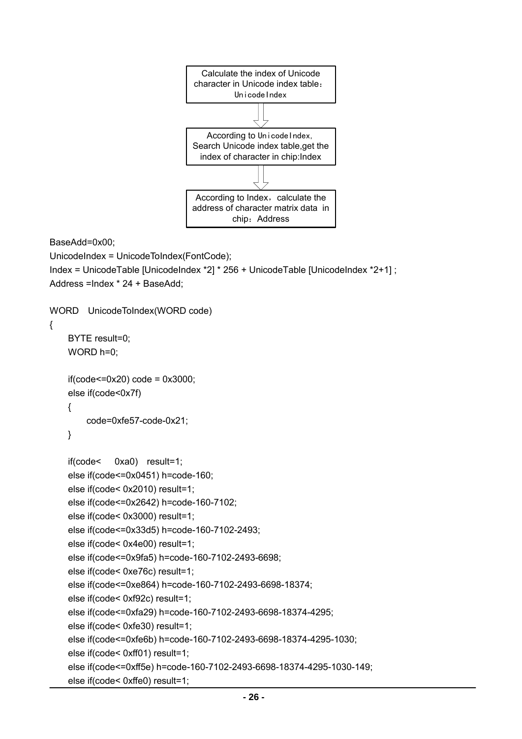Calculate the index of Unicode character in Unicode index table：UnicodeIndex

↓

According to UnicodeIndex, Search Unicode index table,get the index of character in chip:Index

↓

According to Index，calculate the address of character matrix data in chip：Address

```
BaseAdd=0x00;
UnicodeIndex = UnicodeToIndex(FontCode);
Index = UnicodeTable [UnicodeIndex *2] * 256 + UnicodeTable [UnicodeIndex *2+1] ;
Address =Index * 24 + BaseAdd;

WORD    UnicodeToIndex(WORD code)
{
    BYTE result=0;
    WORD h=0;

    if(code<=0x20) code = 0x3000;
    else if(code<0x7f)
    {
        code=0xfe57-code-0x21;
    }

    if(code<     0xa0)    result=1;
    else if(code<=0x0451) h=code-160;
    else if(code< 0x2010) result=1;
    else if(code<=0x2642) h=code-160-7102;
    else if(code< 0x3000) result=1;
    else if(code<=0x33d5) h=code-160-7102-2493;
    else if(code< 0x4e00) result=1;
    else if(code<=0x9fa5) h=code-160-7102-2493-6698;
    else if(code< 0xe76c) result=1;
    else if(code<=0xe864) h=code-160-7102-2493-6698-18374;
    else if(code< 0xf92c) result=1;
    else if(code<=0xfa29) h=code-160-7102-2493-6698-18374-4295;
    else if(code< 0xfe30) result=1;
    else if(code<=0xfe6b) h=code-160-7102-2493-6698-18374-4295-1030;
    else if(code< 0xff01) result=1;
    else if(code<=0xff5e) h=code-160-7102-2493-6698-18374-4295-1030-149;
    else if(code< 0xffe0) result=1;
```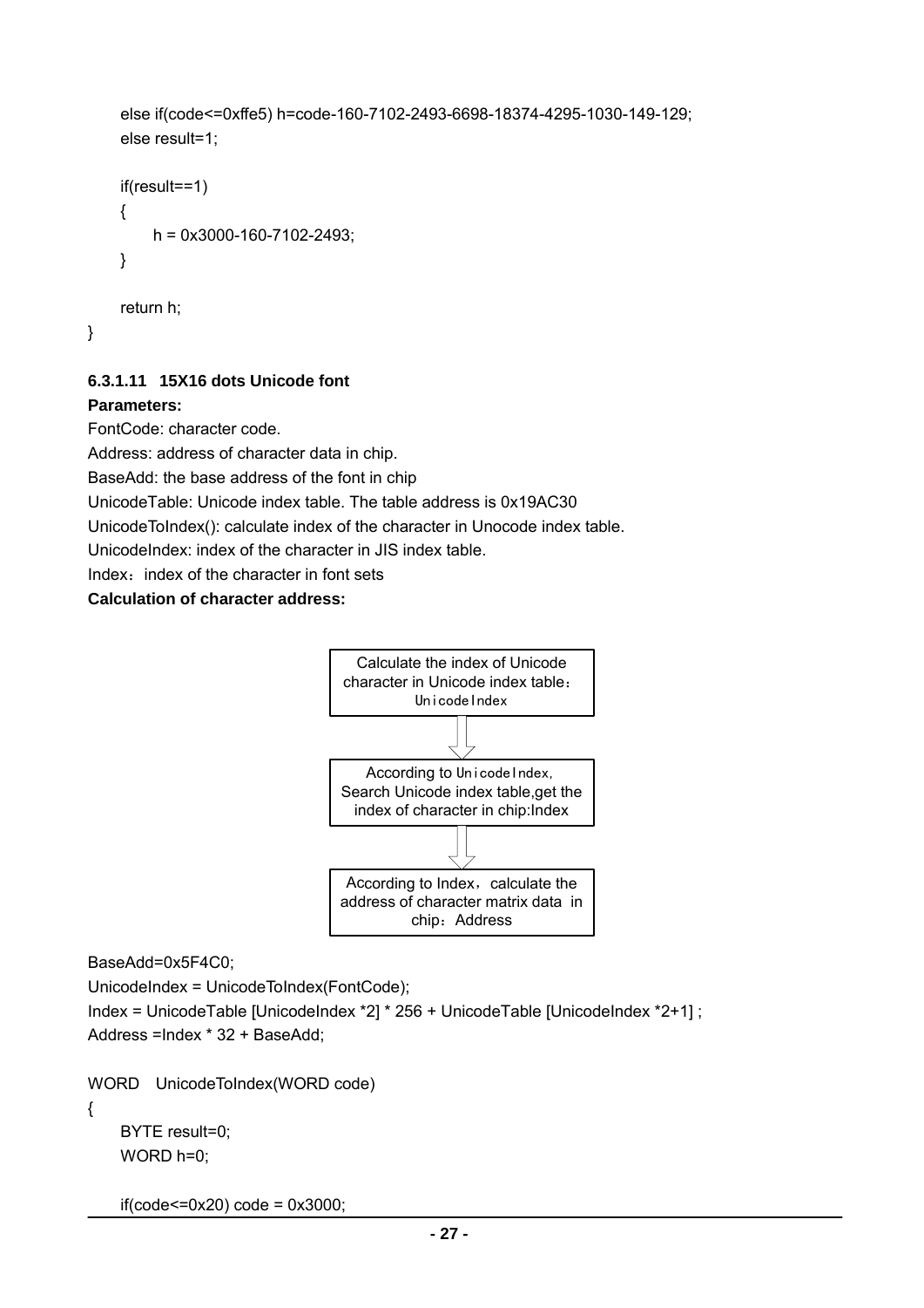```
    else if(code<=0xffe5) h=code-160-7102-2493-6698-18374-4295-1030-149-129;
    else result=1;

    if(result==1)
    {
        h = 0x3000-160-7102-2493;
    }

    return h;
}
```

#### 6.3.1.11 15X16 dots Unicode font

**Parameters:**

FontCode: character code.

Address: address of character data in chip.

BaseAdd: the base address of the font in chip

UnicodeTable: Unicode index table. The table address is 0x19AC30

UnicodeToIndex(): calculate index of the character in Unocode index table.

UnicodeIndex: index of the character in JIS index table.

Index：index of the character in font sets

**Calculation of character address:**

Calculate the index of Unicode character in Unicode index table：UnicodeIndex

⇓

According to UnicodeIndex, Search Unicode index table,get the index of character in chip:Index

⇓

According to Index，calculate the address of character matrix data in chip：Address

```
BaseAdd=0x5F4C0;
UnicodeIndex = UnicodeToIndex(FontCode);
Index = UnicodeTable [UnicodeIndex *2] * 256 + UnicodeTable [UnicodeIndex *2+1] ;
Address =Index * 32 + BaseAdd;

WORD    UnicodeToIndex(WORD code)
{
    BYTE result=0;
    WORD h=0;

    if(code<=0x20) code = 0x3000;
```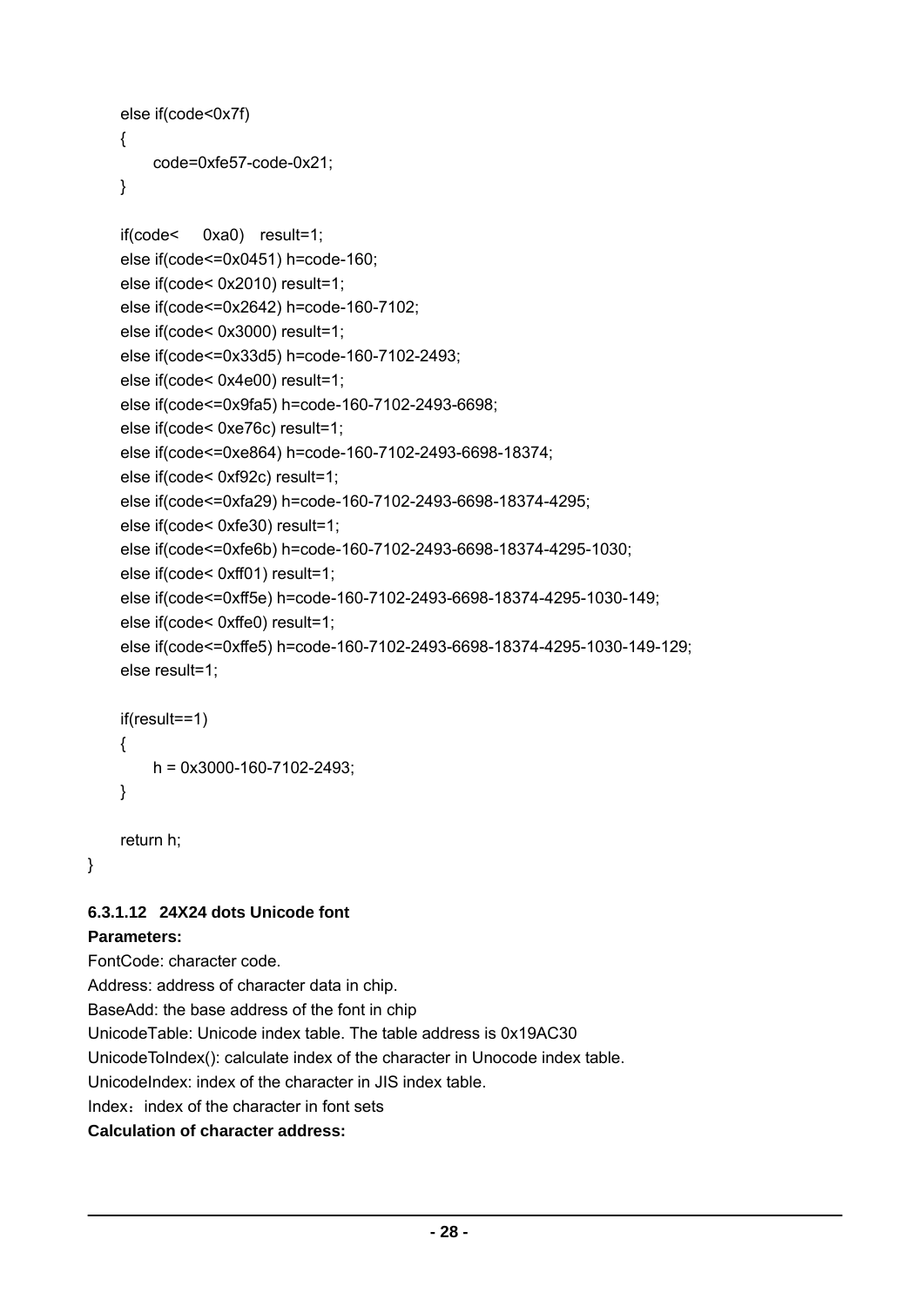```
    else if(code<0x7f)
    {
        code=0xfe57-code-0x21;
    }

    if(code<    0xa0)   result=1;
    else if(code<=0x0451) h=code-160;
    else if(code< 0x2010) result=1;
    else if(code<=0x2642) h=code-160-7102;
    else if(code< 0x3000) result=1;
    else if(code<=0x33d5) h=code-160-7102-2493;
    else if(code< 0x4e00) result=1;
    else if(code<=0x9fa5) h=code-160-7102-2493-6698;
    else if(code< 0xe76c) result=1;
    else if(code<=0xe864) h=code-160-7102-2493-6698-18374;
    else if(code< 0xf92c) result=1;
    else if(code<=0xfa29) h=code-160-7102-2493-6698-18374-4295;
    else if(code< 0xfe30) result=1;
    else if(code<=0xfe6b) h=code-160-7102-2493-6698-18374-4295-1030;
    else if(code< 0xff01) result=1;
    else if(code<=0xff5e) h=code-160-7102-2493-6698-18374-4295-1030-149;
    else if(code< 0xffe0) result=1;
    else if(code<=0xffe5) h=code-160-7102-2493-6698-18374-4295-1030-149-129;
    else result=1;

    if(result==1)
    {
        h = 0x3000-160-7102-2493;
    }

    return h;
}
```

#### 6.3.1.12 24X24 dots Unicode font

**Parameters:**

FontCode: character code.

Address: address of character data in chip.

BaseAdd: the base address of the font in chip

UnicodeTable: Unicode index table. The table address is 0x19AC30

UnicodeToIndex(): calculate index of the character in Unocode index table.

UnicodeIndex: index of the character in JIS index table.

Index：index of the character in font sets

**Calculation of character address:**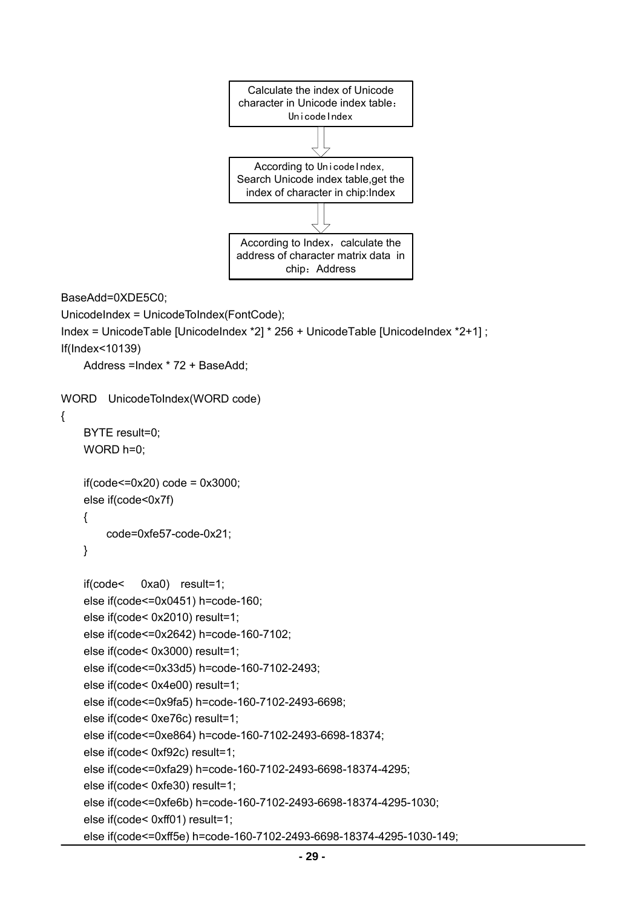Calculate the index of Unicode character in Unicode index table：UnicodeIndex

⇩

According to UnicodeIndex, Search Unicode index table,get the index of character in chip:Index

⇩

According to Index，calculate the address of character matrix data in chip：Address

```
BaseAdd=0XDE5C0;
UnicodeIndex = UnicodeToIndex(FontCode);
Index = UnicodeTable [UnicodeIndex *2] * 256 + UnicodeTable [UnicodeIndex *2+1] ;
If(Index<10139)
    Address =Index * 72 + BaseAdd;

WORD    UnicodeToIndex(WORD code)
{
    BYTE result=0;
    WORD h=0;

    if(code<=0x20) code = 0x3000;
    else if(code<0x7f)
    {
        code=0xfe57-code-0x21;
    }

    if(code<     0xa0)    result=1;
    else if(code<=0x0451) h=code-160;
    else if(code< 0x2010) result=1;
    else if(code<=0x2642) h=code-160-7102;
    else if(code< 0x3000) result=1;
    else if(code<=0x33d5) h=code-160-7102-2493;
    else if(code< 0x4e00) result=1;
    else if(code<=0x9fa5) h=code-160-7102-2493-6698;
    else if(code< 0xe76c) result=1;
    else if(code<=0xe864) h=code-160-7102-2493-6698-18374;
    else if(code< 0xf92c) result=1;
    else if(code<=0xfa29) h=code-160-7102-2493-6698-18374-4295;
    else if(code< 0xfe30) result=1;
    else if(code<=0xfe6b) h=code-160-7102-2493-6698-18374-4295-1030;
    else if(code< 0xff01) result=1;
    else if(code<=0xff5e) h=code-160-7102-2493-6698-18374-4295-1030-149;
```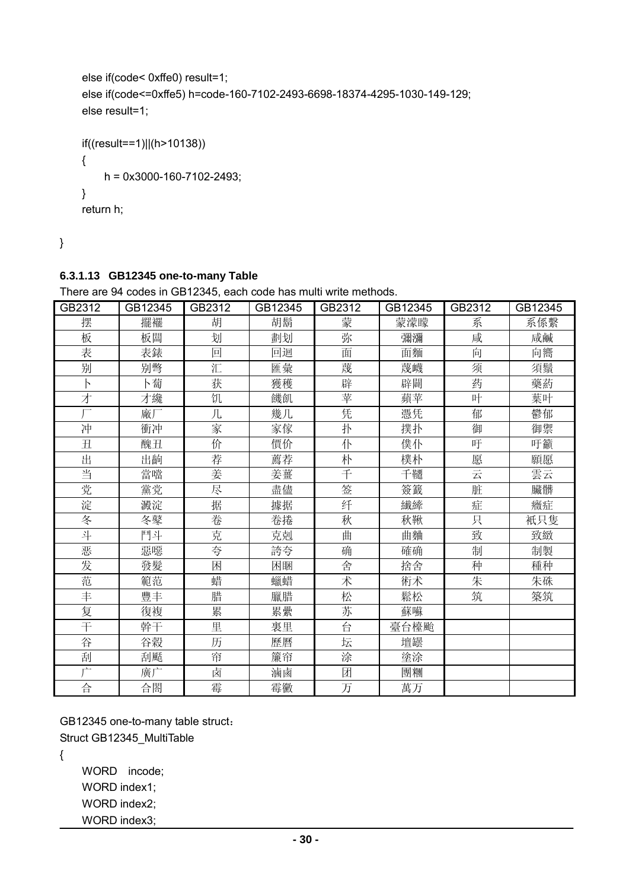```
    else if(code< 0xffe0) result=1;
    else if(code<=0xffe5) h=code-160-7102-2493-6698-18374-4295-1030-149-129;
    else result=1;

    if((result==1)||(h>10138))
    {
        h = 0x3000-160-7102-2493;
    }
    return h;

}
```

### 6.3.1.13 GB12345 one-to-many Table

There are 94 codes in GB12345, each code has multi write methods.

| GB2312 | GB12345 | GB2312 | GB12345 | GB2312 | GB12345 | GB2312 | GB12345 |
|---|---|---|---|---|---|---|---|
| 摆 | 擺襬 | 胡 | 胡鬍 | 蒙 | 蒙濛矇 | 系 | 系係繫 |
| 板 | 板闆 | 划 | 劃划 | 弥 | 彌瀰 | 咸 | 咸鹹 |
| 表 | 表錶 | 回 | 回迴 | 面 | 面麵 | 向 | 向嚮 |
| 别 | 別彆 | 汇 | 匯彙 | 蔑 | 蔑衊 | 须 | 須鬚 |
| 卜 | 卜蔔 | 获 | 獲穫 | 辟 | 辟闢 | 药 | 藥葯 |
| 才 | 才纔 | 饥 | 饑飢 | 苹 | 蘋苹 | 叶 | 葉叶 |
| 厂 | 廠厂 | 几 | 幾几 | 凭 | 憑凭 | 郁 | 鬱郁 |
| 冲 | 衝冲 | 家 | 家傢 | 扑 | 撲扑 | 御 | 御禦 |
| 丑 | 醜丑 | 价 | 價价 | 仆 | 僕仆 | 吁 | 吁籲 |
| 出 | 出齣 | 荐 | 薦荐 | 朴 | 樸朴 | 愿 | 願愿 |
| 当 | 當噹 | 姜 | 姜薑 | 千 | 千韆 | 云 | 雲云 |
| 党 | 黨党 | 尽 | 盡儘 | 签 | 簽籤 | 脏 | 臟髒 |
| 淀 | 澱淀 | 据 | 據据 | 纤 | 纖縴 | 症 | 癥症 |
| 冬 | 冬鼕 | 卷 | 卷捲 | 秋 | 秋鞦 | 只 | 祇只隻 |
| 斗 | 鬥斗 | 克 | 克剋 | 曲 | 曲麯 | 致 | 致緻 |
| 恶 | 惡噁 | 夸 | 誇夸 | 确 | 確确 | 制 | 制製 |
| 发 | 發髮 | 困 | 困睏 | 舍 | 捨舍 | 种 | 種种 |
| 范 | 範范 | 蜡 | 蠟蜡 | 术 | 術术 | 朱 | 朱硃 |
| 丰 | 豐丰 | 腊 | 臘腊 | 松 | 鬆松 | 筑 | 築筑 |
| 复 | 復複 | 累 | 累纍 | 苏 | 蘇囌 | | |
| 干 | 幹干 | 里 | 裏里 | 台 | 臺台檯颱 | | |
| 谷 | 谷穀 | 历 | 歷曆 | 坛 | 壇罎 | | |
| 刮 | 刮颳 | 帘 | 簾帘 | 涂 | 塗涂 | | |
| 广 | 廣广 | 卤 | 滷鹵 | 团 | 團糰 | | |
| 合 | 合閤 | 霉 | 霉黴 | 万 | 萬万 | | |

GB12345 one-to-many table struct：

```
Struct GB12345_MultiTable
{
    WORD   incode;
    WORD index1;
    WORD index2;
    WORD index3;
```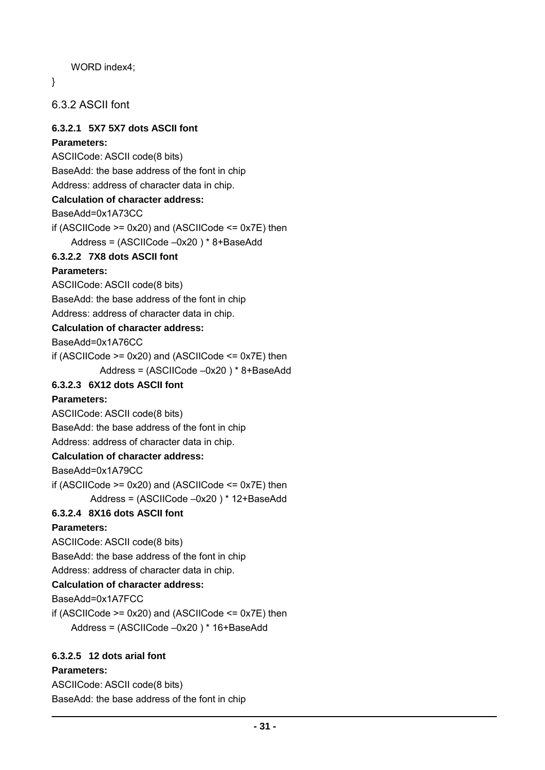WORD index4;

}

## 6.3.2 ASCII font

### 6.3.2.1 5X7 5X7 dots ASCII font

**Parameters:**

ASCIICode: ASCII code(8 bits)

BaseAdd: the base address of the font in chip

Address: address of character data in chip.

**Calculation of character address:**

BaseAdd=0x1A73CC

if (ASCIICode >= 0x20) and (ASCIICode <= 0x7E) then

    Address = (ASCIICode –0x20 ) * 8+BaseAdd

### 6.3.2.2 7X8 dots ASCII font

**Parameters:**

ASCIICode: ASCII code(8 bits)

BaseAdd: the base address of the font in chip

Address: address of character data in chip.

**Calculation of character address:**

BaseAdd=0x1A76CC

if (ASCIICode >= 0x20) and (ASCIICode <= 0x7E) then

    Address = (ASCIICode –0x20 ) * 8+BaseAdd

### 6.3.2.3 6X12 dots ASCII font

**Parameters:**

ASCIICode: ASCII code(8 bits)

BaseAdd: the base address of the font in chip

Address: address of character data in chip.

**Calculation of character address:**

BaseAdd=0x1A79CC

if (ASCIICode >= 0x20) and (ASCIICode <= 0x7E) then

    Address = (ASCIICode –0x20 ) * 12+BaseAdd

### 6.3.2.4 8X16 dots ASCII font

**Parameters:**

ASCIICode: ASCII code(8 bits)

BaseAdd: the base address of the font in chip

Address: address of character data in chip.

**Calculation of character address:**

BaseAdd=0x1A7FCC

if (ASCIICode >= 0x20) and (ASCIICode <= 0x7E) then

    Address = (ASCIICode –0x20 ) * 16+BaseAdd

### 6.3.2.5 12 dots arial font

**Parameters:**

ASCIICode: ASCII code(8 bits)

BaseAdd: the base address of the font in chip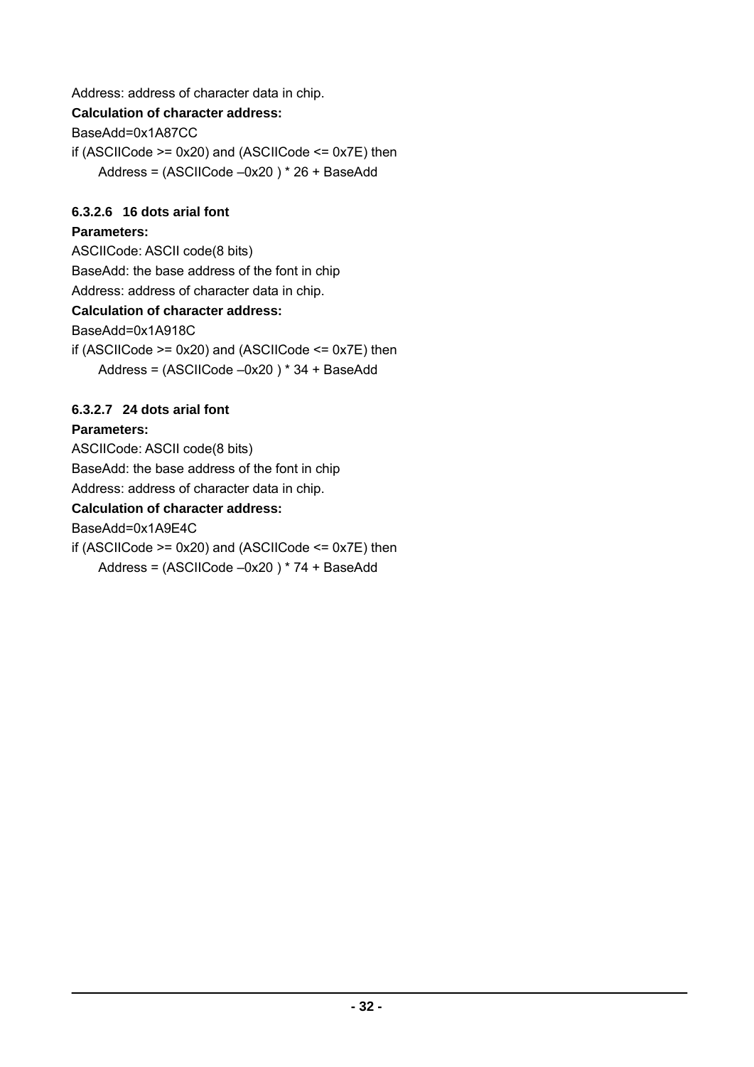Address: address of character data in chip.

**Calculation of character address:**

BaseAdd=0x1A87CC

if (ASCIICode >= 0x20) and (ASCIICode <= 0x7E) then

    Address = (ASCIICode –0x20 ) * 26 + BaseAdd

#### 6.3.2.6 16 dots arial font

**Parameters:**

ASCIICode: ASCII code(8 bits)

BaseAdd: the base address of the font in chip

Address: address of character data in chip.

**Calculation of character address:**

BaseAdd=0x1A918C

if (ASCIICode >= 0x20) and (ASCIICode <= 0x7E) then

    Address = (ASCIICode –0x20 ) * 34 + BaseAdd

#### 6.3.2.7 24 dots arial font

**Parameters:**

ASCIICode: ASCII code(8 bits)

BaseAdd: the base address of the font in chip

Address: address of character data in chip.

**Calculation of character address:**

BaseAdd=0x1A9E4C

if (ASCIICode >= 0x20) and (ASCIICode <= 0x7E) then

    Address = (ASCIICode –0x20 ) * 74 + BaseAdd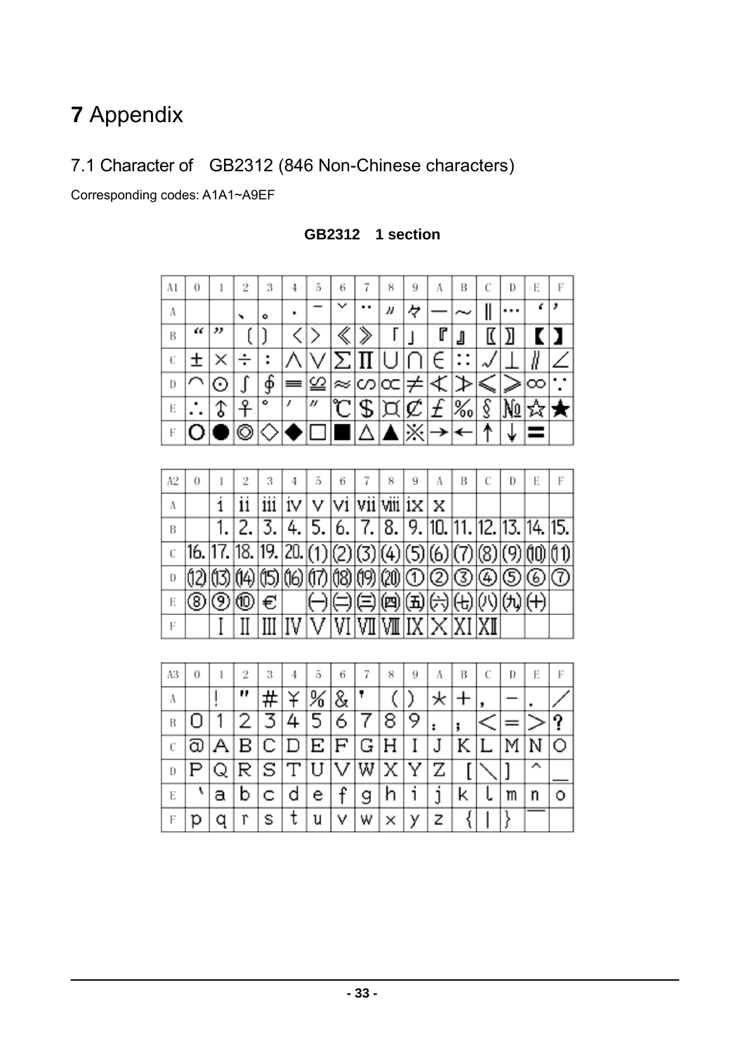# **7** Appendix

## 7.1 Character of　GB2312 (846 Non-Chinese characters)

Corresponding codes: A1A1~A9EF

**GB2312　1 section**

| A1 | 0 | 1 | 2 | 3 | 4 | 5 | 6 | 7 | 8 | 9 | A | B | C | D | E | F |
|---|---|---|---|---|---|---|---|---|---|---|---|---|---|---|---|---|
| A | | 　 | 、 | 。 | · | ˉ | ˇ | ¨ | 〃 | 々 | — | ～ | ‖ | … | ‘ | ’ |
| B | “ | ” | 〔 | 〕 | 〈 | 〉 | 《 | 》 | 「 | 」 | 『 | 』 | 〖 | 〗 | 【 | 】 |
| C | ± | × | ÷ | ∶ | ∧ | ∨ | ∑ | ∏ | ∪ | ∩ | ∈ | ∷ | √ | ⊥ | ∥ | ∠ |
| D | ⌒ | ⊙ | ∫ | ∮ | ≡ | ≌ | ≈ | ∽ | ∝ | ≠ | ≮ | ≯ | ≤ | ≥ | ∞ | ∵ |
| E | ∴ | ♂ | ♀ | ° | ′ | ″ | ℃ | ＄ | ¤ | ￠ | ￡ | ‰ | § | № | ☆ | ★ |
| F | ○ | ● | ◎ | ◇ | ◆ | □ | ■ | △ | ▲ | ※ | → | ← | ↑ | ↓ | 〓 | |

| A2 | 0 | 1 | 2 | 3 | 4 | 5 | 6 | 7 | 8 | 9 | A | B | C | D | E | F |
|---|---|---|---|---|---|---|---|---|---|---|---|---|---|---|---|---|
| A | | ⅰ | ⅱ | ⅲ | ⅳ | ⅴ | ⅵ | ⅶ | ⅷ | ⅸ | ⅹ | | | | | |
| B | | ⒈ | ⒉ | ⒊ | ⒋ | ⒌ | ⒍ | ⒎ | ⒏ | ⒐ | ⒑ | ⒒ | ⒓ | ⒔ | ⒕ | ⒖ |
| C | ⒗ | ⒘ | ⒙ | ⒚ | ⒛ | ⑴ | ⑵ | ⑶ | ⑷ | ⑸ | ⑹ | ⑺ | ⑻ | ⑼ | ⑽ | ⑾ |
| D | ⑿ | ⒀ | ⒁ | ⒂ | ⒃ | ⒄ | ⒅ | ⒆ | ⒇ | ① | ② | ③ | ④ | ⑤ | ⑥ | ⑦ |
| E | ⑧ | ⑨ | ⑩ | € | | ㈠ | ㈡ | ㈢ | ㈣ | ㈤ | ㈥ | ㈦ | ㈧ | ㈨ | ㈩ | |
| F | | Ⅰ | Ⅱ | Ⅲ | Ⅳ | Ⅴ | Ⅵ | Ⅶ | Ⅷ | Ⅸ | Ⅹ | Ⅺ | Ⅻ | | | |

| A3 | 0 | 1 | 2 | 3 | 4 | 5 | 6 | 7 | 8 | 9 | A | B | C | D | E | F |
|---|---|---|---|---|---|---|---|---|---|---|---|---|---|---|---|---|
| A | | ！ | ＂ | ＃ | ￥ | ％ | ＆ | ＇ | （ | ） | ＊ | ＋ | ， | － | ． | ／ |
| B | ０ | １ | ２ | ３ | ４ | ５ | ６ | ７ | ８ | ９ | ： | ； | ＜ | ＝ | ＞ | ？ |
| C | ＠ | Ａ | Ｂ | Ｃ | Ｄ | Ｅ | Ｆ | Ｇ | Ｈ | Ｉ | Ｊ | Ｋ | Ｌ | Ｍ | Ｎ | Ｏ |
| D | Ｐ | Ｑ | Ｒ | Ｓ | Ｔ | Ｕ | Ｖ | Ｗ | Ｘ | Ｙ | Ｚ | ［ | ＼ | ］ | ＾ | ＿ |
| E | ｀ | ａ | ｂ | ｃ | ｄ | ｅ | ｆ | ｇ | ｈ | ｉ | ｊ | ｋ | ｌ | ｍ | ｎ | ｏ |
| F | ｐ | ｑ | ｒ | ｓ | ｔ | ｕ | ｖ | ｗ | ｘ | ｙ | ｚ | ｛ | ｜ | ｝ | ￣ | |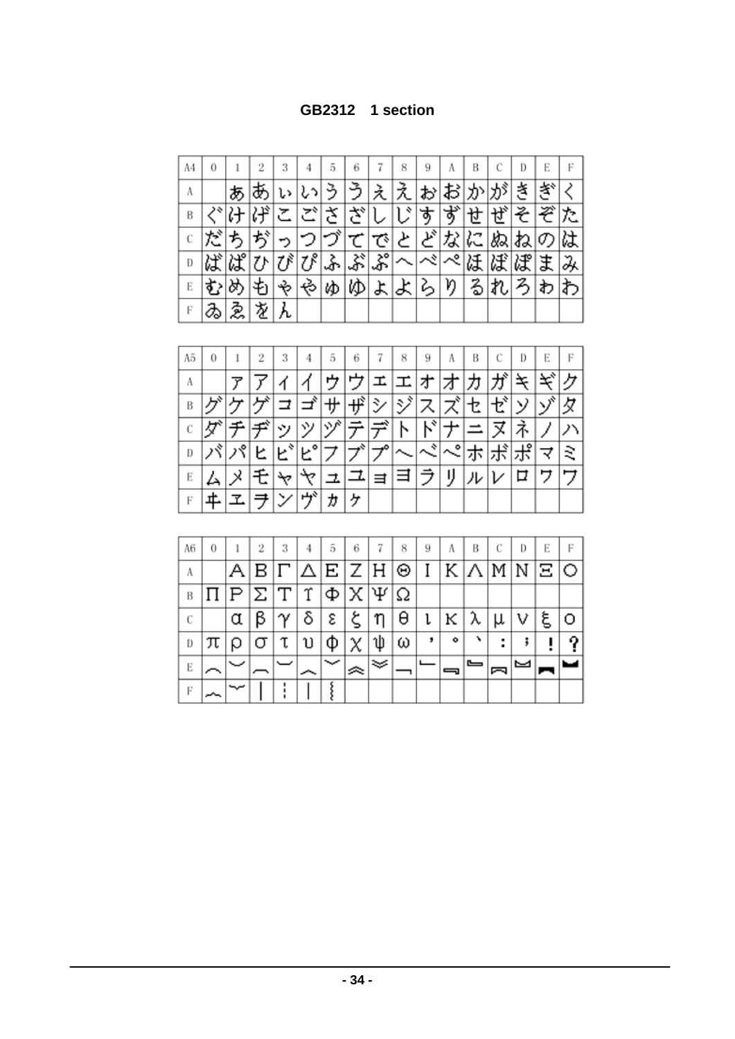**GB2312　1 section**

| A4 | 0 | 1 | 2 | 3 | 4 | 5 | 6 | 7 | 8 | 9 | A | B | C | D | E | F |
|---|---|---|---|---|---|---|---|---|---|---|---|---|---|---|---|---|
| A | | ぁ | あ | ぃ | い | ぅ | う | ぇ | え | ぉ | お | か | が | き | ぎ | く |
| B | ぐ | け | げ | こ | ご | さ | ざ | し | じ | す | ず | せ | ぜ | そ | ぞ | た |
| C | だ | ち | ぢ | っ | つ | づ | て | で | と | ど | な | に | ぬ | ね | の | は |
| D | ば | ぱ | ひ | び | ぴ | ふ | ぶ | ぷ | へ | べ | ぺ | ほ | ぼ | ぽ | ま | み |
| E | む | め | も | ゃ | や | ゅ | ゆ | ょ | よ | ら | り | る | れ | ろ | ゎ | わ |
| F | ゐ | ゑ | を | ん | | | | | | | | | | | | |

| A5 | 0 | 1 | 2 | 3 | 4 | 5 | 6 | 7 | 8 | 9 | A | B | C | D | E | F |
|---|---|---|---|---|---|---|---|---|---|---|---|---|---|---|---|---|
| A | | ァ | ア | ィ | イ | ゥ | ウ | ェ | エ | ォ | オ | カ | ガ | キ | ギ | ク |
| B | グ | ケ | ゲ | コ | ゴ | サ | ザ | シ | ジ | ス | ズ | セ | ゼ | ソ | ゾ | タ |
| C | ダ | チ | ヂ | ッ | ツ | ヅ | テ | デ | ト | ド | ナ | ニ | ヌ | ネ | ノ | ハ |
| D | バ | パ | ヒ | ビ | ピ | フ | ブ | プ | ヘ | ベ | ペ | ホ | ボ | ポ | マ | ミ |
| E | ム | メ | モ | ャ | ヤ | ュ | ユ | ョ | ヨ | ラ | リ | ル | レ | ロ | ヮ | ワ |
| F | ヰ | ヱ | ヲ | ン | ヴ | ヵ | ヶ | | | | | | | | | |

| A6 | 0 | 1 | 2 | 3 | 4 | 5 | 6 | 7 | 8 | 9 | A | B | C | D | E | F |
|---|---|---|---|---|---|---|---|---|---|---|---|---|---|---|---|---|
| A | | Α | Β | Γ | Δ | Ε | Ζ | Η | Θ | Ι | Κ | Λ | Μ | Ν | Ξ | Ο |
| B | Π | Ρ | Σ | Τ | Υ | Φ | Χ | Ψ | Ω | | | | | | | |
| C | | α | β | γ | δ | ε | ζ | η | θ | ι | κ | λ | μ | ν | ξ | ο |
| D | π | ρ | σ | τ | υ | φ | χ | ψ | ω | ︐ | ︒ | ︑ | ︓ | ︔ | ︕ | ︖ |
| E | ︵ | ︶ | ︹ | ︺ | ︿ | ﹀ | ︽ | ︾ | ﹁ | ﹂ | ﹃ | ﹄ | ︗ | ︘ | ︻ | ︼ |
| F | ︷ | ︸ | ︱ | ︙ | ︳ | ︴ | | | | | | | | | | |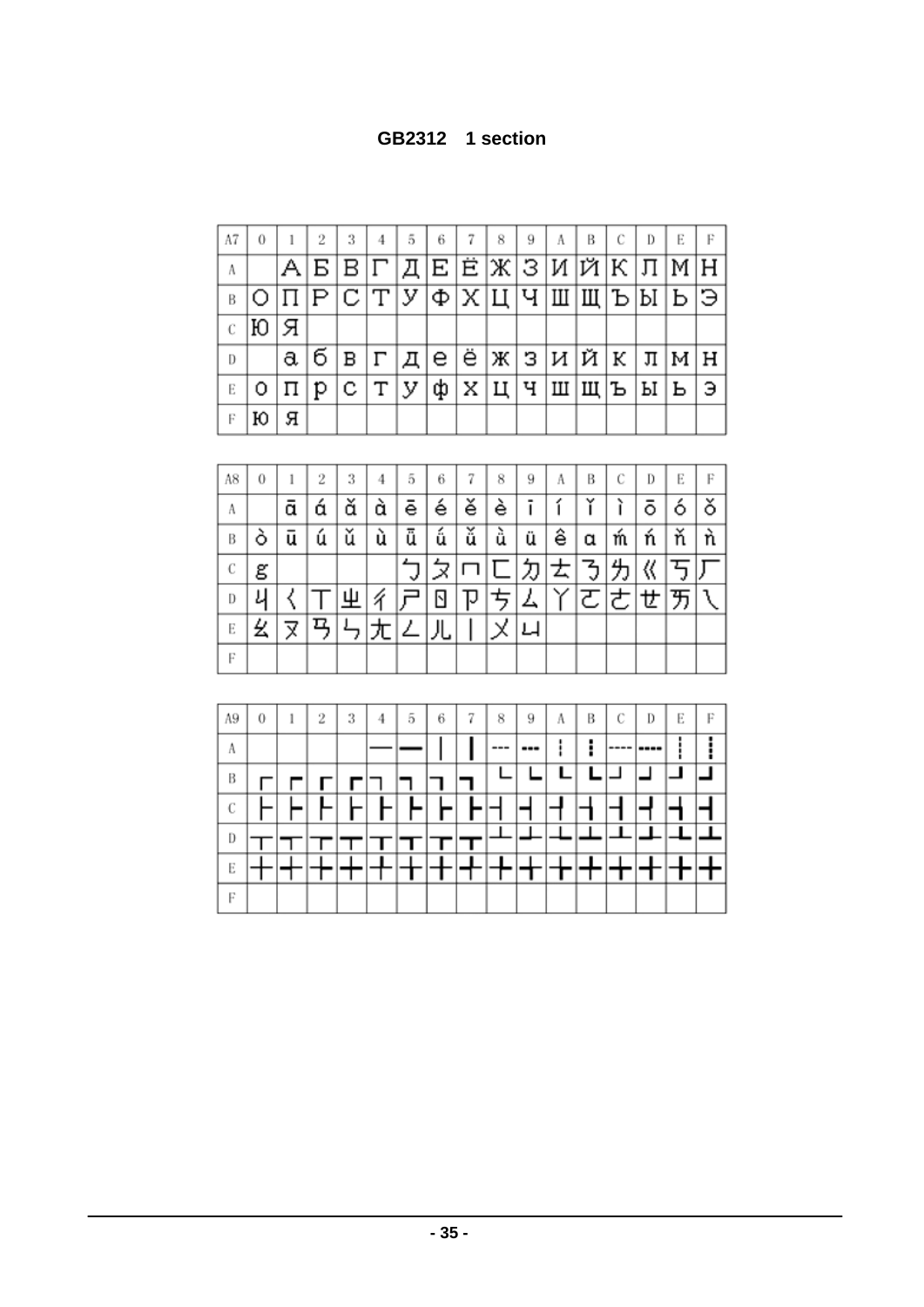**GB2312 1 section**

| A7 | 0 | 1 | 2 | 3 | 4 | 5 | 6 | 7 | 8 | 9 | A | B | C | D | E | F |
|---|---|---|---|---|---|---|---|---|---|---|---|---|---|---|---|---|
| A | | А | Б | В | Г | Д | Е | Ё | Ж | З | И | Й | К | Л | М | Н |
| B | О | П | Р | С | Т | У | Ф | Х | Ц | Ч | Ш | Щ | Ъ | Ы | Ь | Э |
| C | Ю | Я | | | | | | | | | | | | | | |
| D | | а | б | в | г | д | е | ё | ж | з | и | й | к | л | м | н |
| E | о | п | р | с | т | у | ф | х | ц | ч | ш | щ | ъ | ы | ь | э |
| F | ю | я | | | | | | | | | | | | | | |

| A8 | 0 | 1 | 2 | 3 | 4 | 5 | 6 | 7 | 8 | 9 | A | B | C | D | E | F |
|---|---|---|---|---|---|---|---|---|---|---|---|---|---|---|---|---|
| A | | ā | á | ǎ | à | ē | é | ě | è | ī | í | ǐ | ì | ō | ó | ǒ |
| B | ò | ū | ú | ǔ | ù | ǖ | ǘ | ǚ | ǜ | ü | ê | ɑ | ḿ | ń | ň | ǹ |
| C | ɡ | | | | | ㄅ | ㄆ | ㄇ | ㄈ | ㄉ | ㄊ | ㄋ | ㄌ | ㄍ | ㄎ | ㄏ |
| D | ㄐ | ㄑ | ㄒ | ㄓ | ㄔ | ㄕ | ㄖ | ㄗ | ㄘ | ㄙ | ㄚ | ㄛ | ㄜ | ㄝ | ㄞ | ㄟ |
| E | ㄠ | ㄡ | ㄢ | ㄣ | ㄤ | ㄥ | ㄦ | ㄧ | ㄨ | ㄩ | | | | | | |
| F | | | | | | | | | | | | | | | | |

| A9 | 0 | 1 | 2 | 3 | 4 | 5 | 6 | 7 | 8 | 9 | A | B | C | D | E | F |
|---|---|---|---|---|---|---|---|---|---|---|---|---|---|---|---|---|
| A | | | | | ─ | ━ | │ | ┃ | ┄ | ┅ | ┆ | ┇ | ┈ | ┉ | ┊ | ┋ |
| B | ┌ | ┍ | ┎ | ┏ | ┐ | ┑ | ┒ | ┓ | └ | ┕ | ┖ | ┗ | ┘ | ┙ | ┚ | ┛ |
| C | ├ | ┝ | ┞ | ┟ | ┠ | ┡ | ┢ | ┣ | ┤ | ┥ | ┦ | ┧ | ┨ | ┩ | ┪ | ┫ |
| D | ┬ | ┭ | ┮ | ┯ | ┰ | ┱ | ┲ | ┳ | ┴ | ┵ | ┶ | ┷ | ┸ | ┹ | ┺ | ┻ |
| E | ┼ | ┽ | ┾ | ┿ | ╀ | ╁ | ╂ | ╃ | ╄ | ╅ | ╆ | ╇ | ╈ | ╉ | ╊ | ╋ |
| F | | | | | | | | | | | | | | | | |